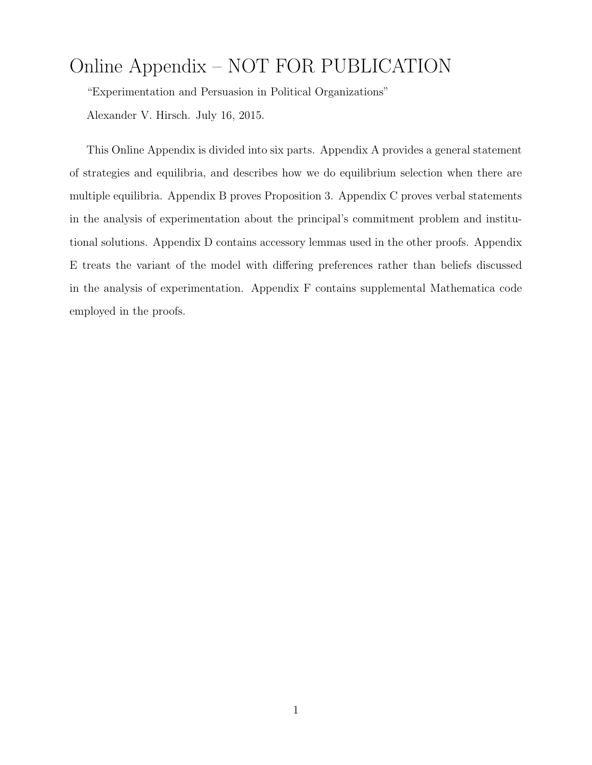# Online Appendix – NOT FOR PUBLICATION

"Experimentation and Persuasion in Political Organizations"

Alexander V. Hirsch. July 16, 2015.

This Online Appendix is divided into six parts. Appendix A provides a general statement of strategies and equilibria, and describes how we do equilibrium selection when there are multiple equilibria. Appendix B proves Proposition 3. Appendix C proves verbal statements in the analysis of experimentation about the principal's commitment problem and institutional solutions. Appendix D contains accessory lemmas used in the other proofs. Appendix E treats the variant of the model with differing preferences rather than beliefs discussed in the analysis of experimentation. Appendix F contains supplemental Mathematica code employed in the proofs.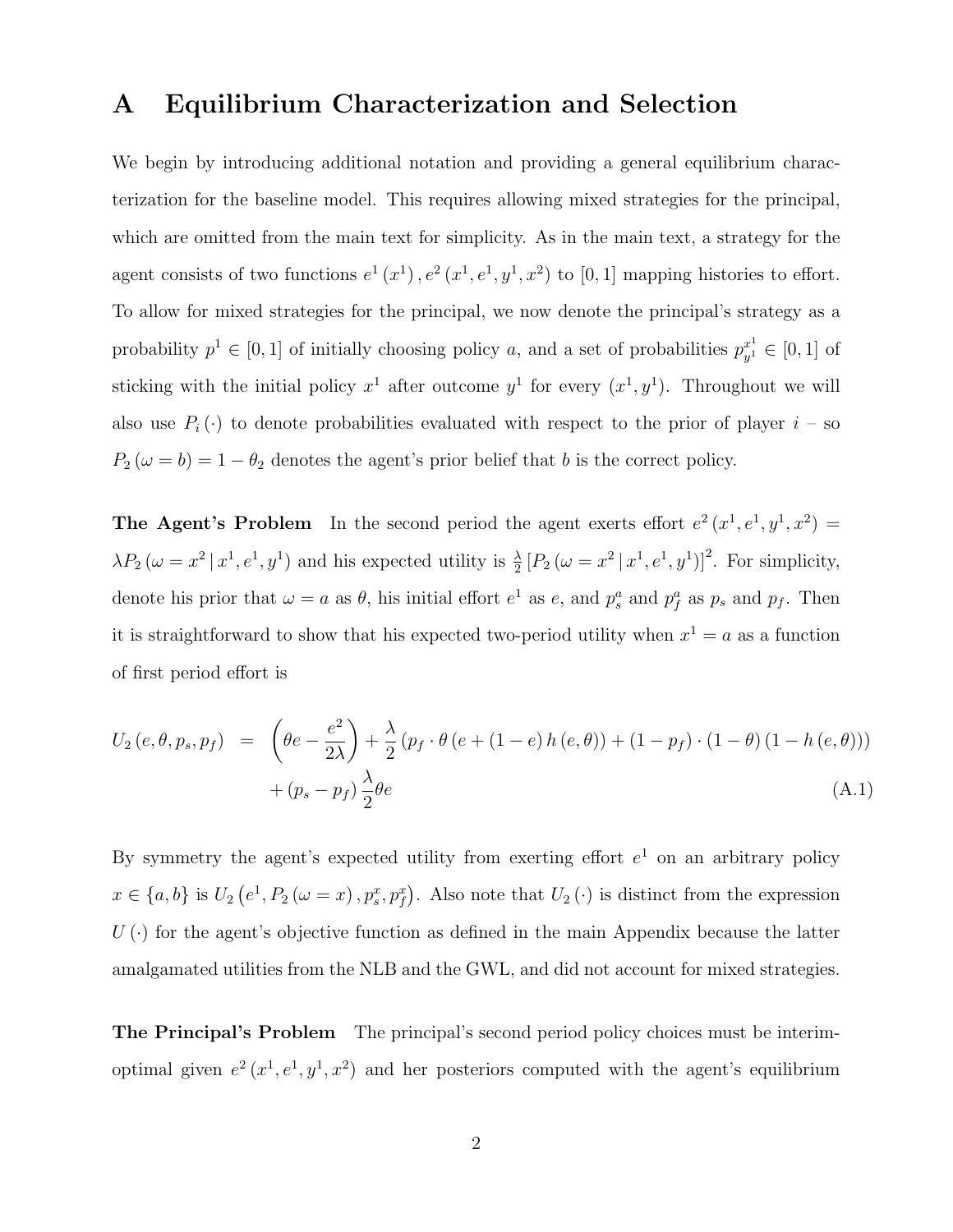# A Equilibrium Characterization and Selection

We begin by introducing additional notation and providing a general equilibrium characterization for the baseline model. This requires allowing mixed strategies for the principal, which are omitted from the main text for simplicity. As in the main text, a strategy for the agent consists of two functions $e^1(x^1), e^2(x^1, e^1, y^1, x^2)$ to $[0,1]$ mapping histories to effort. To allow for mixed strategies for the principal, we now denote the principal's strategy as a probability $p^1 \in [0,1]$ of initially choosing policy $a$, and a set of probabilities $p_{y^1}^{x^1} \in [0,1]$ of sticking with the initial policy $x^1$ after outcome $y^1$ for every $(x^1, y^1)$. Throughout we will also use $P_i(\cdot)$ to denote probabilities evaluated with respect to the prior of player $i$ – so $P_2(\omega = b) = 1 - \theta_2$ denotes the agent's prior belief that $b$ is the correct policy.

**The Agent's Problem** In the second period the agent exerts effort $e^2(x^1, e^1, y^1, x^2) = \lambda P_2(\omega = x^2 \mid x^1, e^1, y^1)$ and his expected utility is $\frac{\lambda}{2}\left[P_2(\omega = x^2 \mid x^1, e^1, y^1)\right]^2$. For simplicity, denote his prior that $\omega = a$ as $\theta$, his initial effort $e^1$ as $e$, and $p_s^a$ and $p_f^a$ as $p_s$ and $p_f$. Then it is straightforward to show that his expected two-period utility when $x^1 = a$ as a function of first period effort is

$$
\begin{aligned}
U_2(e, \theta, p_s, p_f) \;\; = \;\; & \left(\theta e - \frac{e^2}{2\lambda}\right) + \frac{\lambda}{2}\left(p_f \cdot \theta\left(e + (1-e)\, h(e,\theta)\right) + (1-p_f)\cdot(1-\theta)\left(1 - h(e,\theta)\right)\right) \\
& + (p_s - p_f)\frac{\lambda}{2}\theta e
\end{aligned} \tag{A.1}
$$

By symmetry the agent's expected utility from exerting effort $e^1$ on an arbitrary policy $x \in \{a, b\}$ is $U_2\left(e^1, P_2(\omega = x), p_s^x, p_f^x\right)$. Also note that $U_2(\cdot)$ is distinct from the expression $U(\cdot)$ for the agent's objective function as defined in the main Appendix because the latter amalgamated utilities from the NLB and the GWL, and did not account for mixed strategies.

**The Principal's Problem** The principal's second period policy choices must be interim-optimal given $e^2(x^1, e^1, y^1, x^2)$ and her posteriors computed with the agent's equilibrium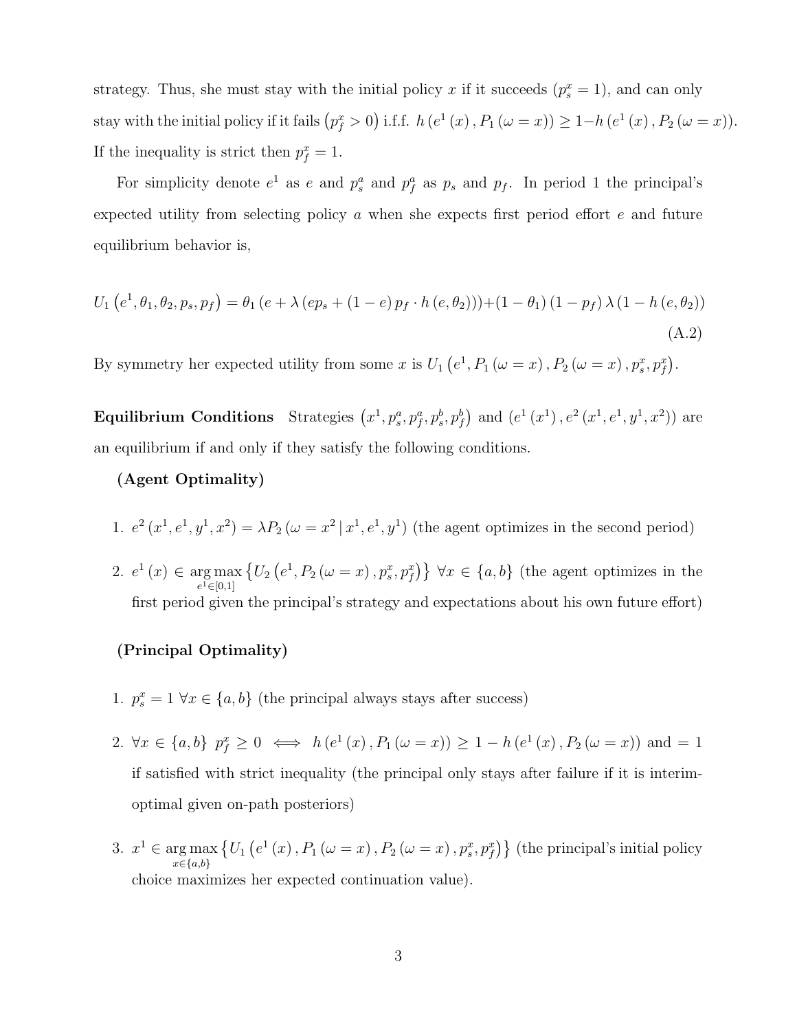strategy. Thus, she must stay with the initial policy $x$ if it succeeds ($p_s^x = 1$), and can only stay with the initial policy if it fails $\left(p_f^x > 0\right)$ i.f.f. $h\left(e^1(x), P_1(\omega = x)\right) \geq 1 - h\left(e^1(x), P_2(\omega = x)\right)$. If the inequality is strict then $p_f^x = 1$.

For simplicity denote $e^1$ as $e$ and $p_s^a$ and $p_f^a$ as $p_s$ and $p_f$. In period 1 the principal's expected utility from selecting policy $a$ when she expects first period effort $e$ and future equilibrium behavior is,

$$U_1\left(e^1, \theta_1, \theta_2, p_s, p_f\right) = \theta_1\left(e + \lambda\left(ep_s + (1-e)\,p_f \cdot h\left(e, \theta_2\right)\right)\right) + (1-\theta_1)(1-p_f)\,\lambda\left(1 - h\left(e, \theta_2\right)\right) \tag{A.2}$$

By symmetry her expected utility from some $x$ is $U_1\left(e^1, P_1(\omega = x), P_2(\omega = x), p_s^x, p_f^x\right)$.

**Equilibrium Conditions** Strategies $\left(x^1, p_s^a, p_f^a, p_s^b, p_f^b\right)$ and $\left(e^1(x^1), e^2(x^1, e^1, y^1, x^2)\right)$ are an equilibrium if and only if they satisfy the following conditions.

**(Agent Optimality)**

1. $e^2\left(x^1, e^1, y^1, x^2\right) = \lambda P_2\left(\omega = x^2 \mid x^1, e^1, y^1\right)$ (the agent optimizes in the second period)

2. $e^1(x) \in \underset{e^1 \in [0,1]}{\arg\max}\left\{U_2\left(e^1, P_2(\omega = x), p_s^x, p_f^x\right)\right\}$ $\forall x \in \{a, b\}$ (the agent optimizes in the first period given the principal's strategy and expectations about his own future effort)

**(Principal Optimality)**

1. $p_s^x = 1$ $\forall x \in \{a, b\}$ (the principal always stays after success)

2. $\forall x \in \{a, b\}$ $p_f^x \geq 0 \iff h\left(e^1(x), P_1(\omega = x)\right) \geq 1 - h\left(e^1(x), P_2(\omega = x)\right)$ and $= 1$ if satisfied with strict inequality (the principal only stays after failure if it is interim-optimal given on-path posteriors)

3. $x^1 \in \underset{x \in \{a,b\}}{\arg\max}\left\{U_1\left(e^1(x), P_1(\omega = x), P_2(\omega = x), p_s^x, p_f^x\right)\right\}$ (the principal's initial policy choice maximizes her expected continuation value).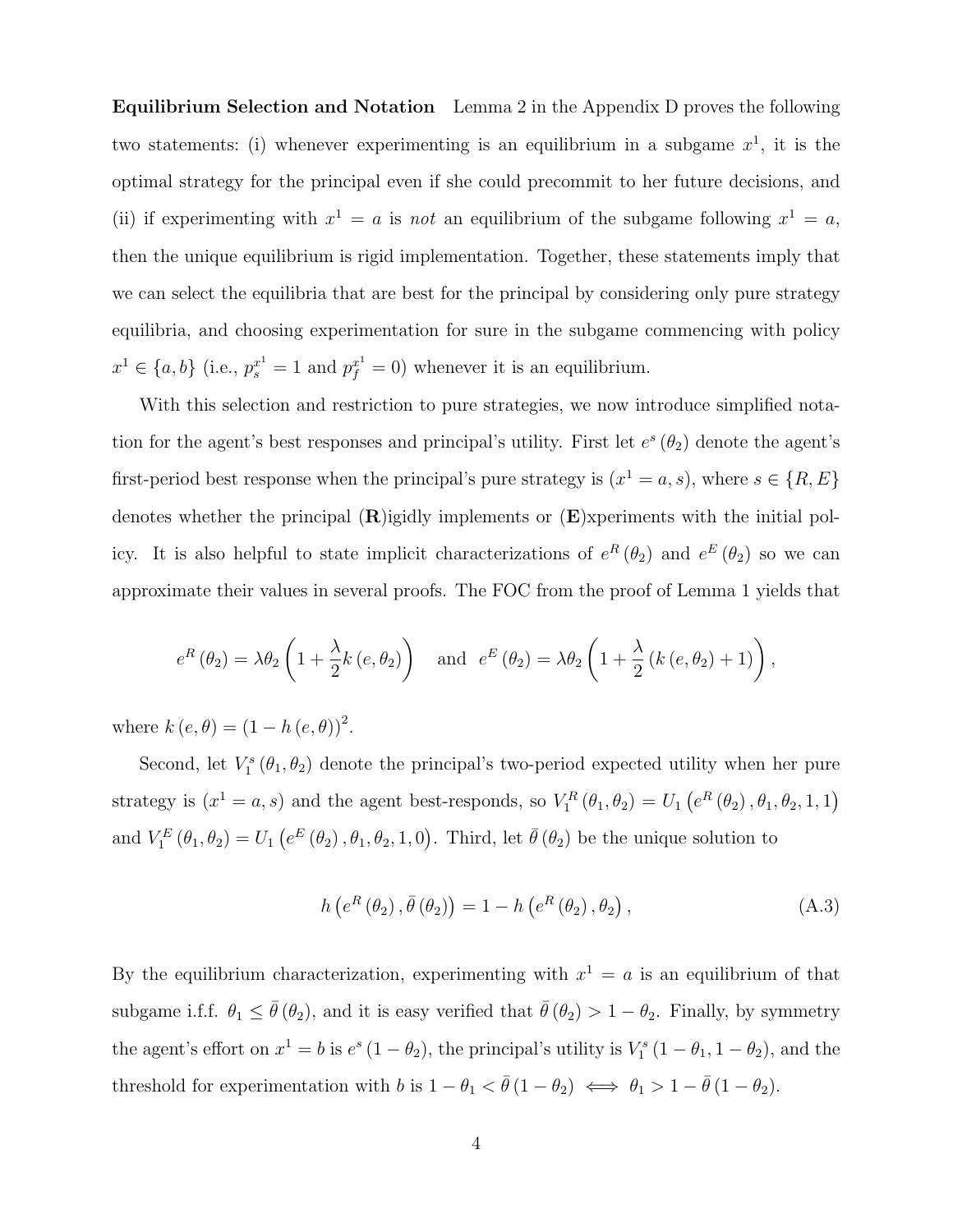**Equilibrium Selection and Notation** Lemma 2 in the Appendix D proves the following two statements: (i) whenever experimenting is an equilibrium in a subgame $x^1$, it is the optimal strategy for the principal even if she could precommit to her future decisions, and (ii) if experimenting with $x^1 = a$ is *not* an equilibrium of the subgame following $x^1 = a$, then the unique equilibrium is rigid implementation. Together, these statements imply that we can select the equilibria that are best for the principal by considering only pure strategy equilibria, and choosing experimentation for sure in the subgame commencing with policy $x^1 \in \{a, b\}$ (i.e., $p_s^{x^1} = 1$ and $p_f^{x^1} = 0$) whenever it is an equilibrium.

With this selection and restriction to pure strategies, we now introduce simplified notation for the agent's best responses and principal's utility. First let $e^s(\theta_2)$ denote the agent's first-period best response when the principal's pure strategy is $(x^1 = a, s)$, where $s \in \{R, E\}$ denotes whether the principal (**R**)igidly implements or (**E**)xperiments with the initial policy. It is also helpful to state implicit characterizations of $e^R(\theta_2)$ and $e^E(\theta_2)$ so we can approximate their values in several proofs. The FOC from the proof of Lemma 1 yields that

$$e^R(\theta_2) = \lambda\theta_2 \left(1 + \frac{\lambda}{2} k(e, \theta_2)\right) \quad \text{and} \quad e^E(\theta_2) = \lambda\theta_2 \left(1 + \frac{\lambda}{2}(k(e, \theta_2) + 1)\right),$$

where $k(e, \theta) = (1 - h(e, \theta))^2$.

Second, let $V_1^s(\theta_1, \theta_2)$ denote the principal's two-period expected utility when her pure strategy is $(x^1 = a, s)$ and the agent best-responds, so $V_1^R(\theta_1, \theta_2) = U_1(e^R(\theta_2), \theta_1, \theta_2, 1, 1)$ and $V_1^E(\theta_1, \theta_2) = U_1(e^E(\theta_2), \theta_1, \theta_2, 1, 0)$. Third, let $\bar{\theta}(\theta_2)$ be the unique solution to

$$h\left(e^R(\theta_2), \bar{\theta}(\theta_2)\right) = 1 - h\left(e^R(\theta_2), \theta_2\right), \tag{A.3}$$

By the equilibrium characterization, experimenting with $x^1 = a$ is an equilibrium of that subgame i.f.f. $\theta_1 \leq \bar{\theta}(\theta_2)$, and it is easy verified that $\bar{\theta}(\theta_2) > 1 - \theta_2$. Finally, by symmetry the agent's effort on $x^1 = b$ is $e^s(1 - \theta_2)$, the principal's utility is $V_1^s(1 - \theta_1, 1 - \theta_2)$, and the threshold for experimentation with $b$ is $1 - \theta_1 < \bar{\theta}(1 - \theta_2) \iff \theta_1 > 1 - \bar{\theta}(1 - \theta_2)$.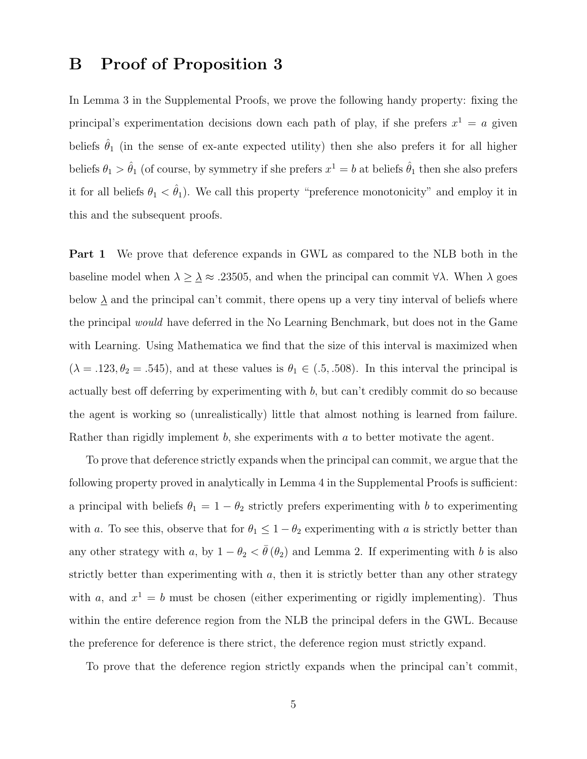# B Proof of Proposition 3

In Lemma 3 in the Supplemental Proofs, we prove the following handy property: fixing the principal's experimentation decisions down each path of play, if she prefers $x^1 = a$ given beliefs $\hat{\theta}_1$ (in the sense of ex-ante expected utility) then she also prefers it for all higher beliefs $\theta_1 > \hat{\theta}_1$ (of course, by symmetry if she prefers $x^1 = b$ at beliefs $\hat{\theta}_1$ then she also prefers it for all beliefs $\theta_1 < \hat{\theta}_1$). We call this property "preference monotonicity" and employ it in this and the subsequent proofs.

**Part 1** We prove that deference expands in GWL as compared to the NLB both in the baseline model when $\lambda \geq \underline{\lambda} \approx .23505$, and when the principal can commit $\forall \lambda$. When $\lambda$ goes below $\underline{\lambda}$ and the principal can't commit, there opens up a very tiny interval of beliefs where the principal *would* have deferred in the No Learning Benchmark, but does not in the Game with Learning. Using Mathematica we find that the size of this interval is maximized when $(\lambda = .123, \theta_2 = .545)$, and at these values is $\theta_1 \in (.5, .508)$. In this interval the principal is actually best off deferring by experimenting with $b$, but can't credibly commit do so because the agent is working so (unrealistically) little that almost nothing is learned from failure. Rather than rigidly implement $b$, she experiments with $a$ to better motivate the agent.

To prove that deference strictly expands when the principal can commit, we argue that the following property proved in analytically in Lemma 4 in the Supplemental Proofs is sufficient: a principal with beliefs $\theta_1 = 1 - \theta_2$ strictly prefers experimenting with $b$ to experimenting with $a$. To see this, observe that for $\theta_1 \leq 1 - \theta_2$ experimenting with $a$ is strictly better than any other strategy with $a$, by $1 - \theta_2 < \bar{\theta}(\theta_2)$ and Lemma 2. If experimenting with $b$ is also strictly better than experimenting with $a$, then it is strictly better than any other strategy with $a$, and $x^1 = b$ must be chosen (either experimenting or rigidly implementing). Thus within the entire deference region from the NLB the principal defers in the GWL. Because the preference for deference is there strict, the deference region must strictly expand.

To prove that the deference region strictly expands when the principal can't commit,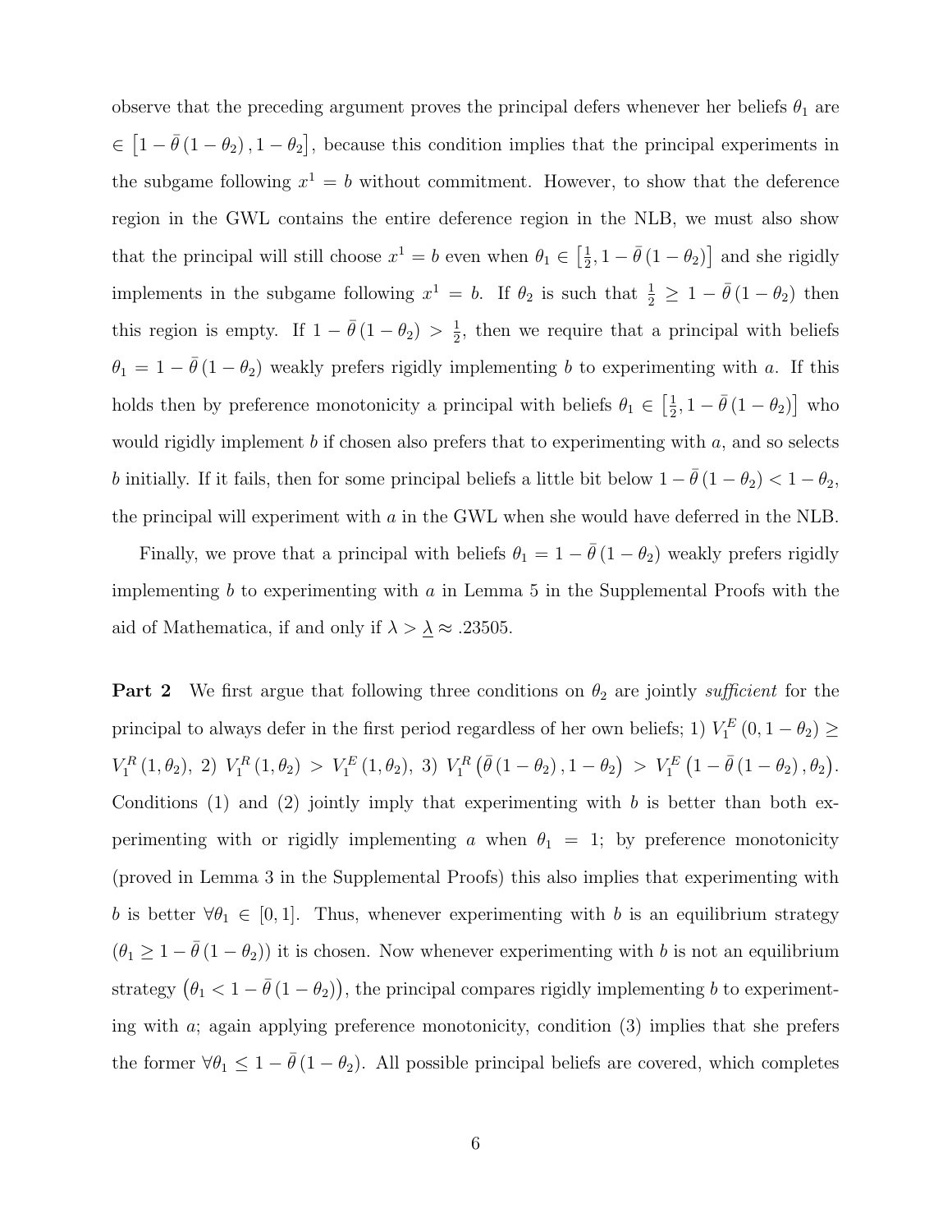observe that the preceding argument proves the principal defers whenever her beliefs $\theta_1$ are $\in \left[1-\bar{\theta}\left(1-\theta_2\right), 1-\theta_2\right]$, because this condition implies that the principal experiments in the subgame following $x^1 = b$ without commitment. However, to show that the deference region in the GWL contains the entire deference region in the NLB, we must also show that the principal will still choose $x^1 = b$ even when $\theta_1 \in \left[\frac{1}{2}, 1-\bar{\theta}\left(1-\theta_2\right)\right]$ and she rigidly implements in the subgame following $x^1 = b$. If $\theta_2$ is such that $\frac{1}{2} \geq 1-\bar{\theta}\left(1-\theta_2\right)$ then this region is empty. If $1-\bar{\theta}\left(1-\theta_2\right) > \frac{1}{2}$, then we require that a principal with beliefs $\theta_1 = 1-\bar{\theta}\left(1-\theta_2\right)$ weakly prefers rigidly implementing $b$ to experimenting with $a$. If this holds then by preference monotonicity a principal with beliefs $\theta_1 \in \left[\frac{1}{2}, 1-\bar{\theta}\left(1-\theta_2\right)\right]$ who would rigidly implement $b$ if chosen also prefers that to experimenting with $a$, and so selects $b$ initially. If it fails, then for some principal beliefs a little bit below $1-\bar{\theta}\left(1-\theta_2\right) < 1-\theta_2$, the principal will experiment with $a$ in the GWL when she would have deferred in the NLB.

Finally, we prove that a principal with beliefs $\theta_1 = 1-\bar{\theta}\left(1-\theta_2\right)$ weakly prefers rigidly implementing $b$ to experimenting with $a$ in Lemma 5 in the Supplemental Proofs with the aid of Mathematica, if and only if $\lambda > \underline{\lambda} \approx .23505$.

**Part 2** We first argue that following three conditions on $\theta_2$ are jointly *sufficient* for the principal to always defer in the first period regardless of her own beliefs; 1) $V_1^E\left(0, 1-\theta_2\right) \geq V_1^R\left(1, \theta_2\right)$, 2) $V_1^R\left(1, \theta_2\right) > V_1^E\left(1, \theta_2\right)$, 3) $V_1^R\left(\bar{\theta}\left(1-\theta_2\right), 1-\theta_2\right) > V_1^E\left(1-\bar{\theta}\left(1-\theta_2\right), \theta_2\right)$. Conditions (1) and (2) jointly imply that experimenting with $b$ is better than both experimenting with or rigidly implementing $a$ when $\theta_1 = 1$; by preference monotonicity (proved in Lemma 3 in the Supplemental Proofs) this also implies that experimenting with $b$ is better $\forall \theta_1 \in [0,1]$. Thus, whenever experimenting with $b$ is an equilibrium strategy ($\theta_1 \geq 1-\bar{\theta}\left(1-\theta_2\right)$) it is chosen. Now whenever experimenting with $b$ is not an equilibrium strategy $\left(\theta_1 < 1-\bar{\theta}\left(1-\theta_2\right)\right)$, the principal compares rigidly implementing $b$ to experimenting with $a$; again applying preference monotonicity, condition (3) implies that she prefers the former $\forall \theta_1 \leq 1-\bar{\theta}\left(1-\theta_2\right)$. All possible principal beliefs are covered, which completes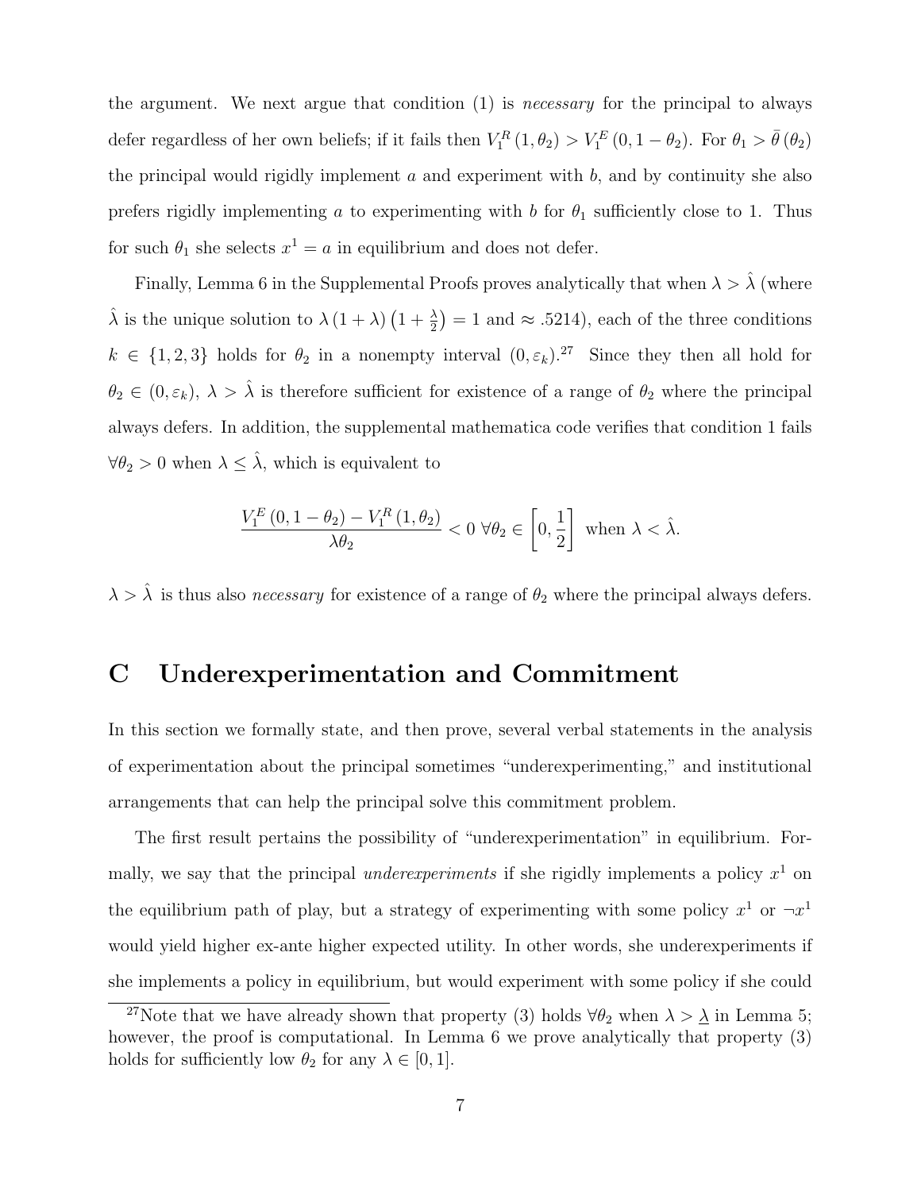the argument. We next argue that condition (1) is *necessary* for the principal to always defer regardless of her own beliefs; if it fails then $V_1^R(1, \theta_2) > V_1^E(0, 1-\theta_2)$. For $\theta_1 > \bar{\theta}(\theta_2)$ the principal would rigidly implement $a$ and experiment with $b$, and by continuity she also prefers rigidly implementing $a$ to experimenting with $b$ for $\theta_1$ sufficiently close to 1. Thus for such $\theta_1$ she selects $x^1 = a$ in equilibrium and does not defer.

Finally, Lemma 6 in the Supplemental Proofs proves analytically that when $\lambda > \hat{\lambda}$ (where $\hat{\lambda}$ is the unique solution to $\lambda(1+\lambda)\left(1+\frac{\lambda}{2}\right) = 1$ and $\approx .5214$), each of the three conditions $k \in \{1, 2, 3\}$ holds for $\theta_2$ in a nonempty interval $(0, \varepsilon_k)$.[27] Since they then all hold for $\theta_2 \in (0, \varepsilon_k)$, $\lambda > \hat{\lambda}$ is therefore sufficient for existence of a range of $\theta_2$ where the principal always defers. In addition, the supplemental mathematica code verifies that condition 1 fails $\forall \theta_2 > 0$ when $\lambda \leq \hat{\lambda}$, which is equivalent to

$$\frac{V_1^E(0, 1-\theta_2) - V_1^R(1, \theta_2)}{\lambda \theta_2} < 0 \ \forall \theta_2 \in \left[0, \frac{1}{2}\right] \text{ when } \lambda < \hat{\lambda}.$$

$\lambda > \hat{\lambda}$ is thus also *necessary* for existence of a range of $\theta_2$ where the principal always defers.

## C Underexperimentation and Commitment

In this section we formally state, and then prove, several verbal statements in the analysis of experimentation about the principal sometimes "underexperimenting," and institutional arrangements that can help the principal solve this commitment problem.

The first result pertains the possibility of "underexperimentation" in equilibrium. Formally, we say that the principal *underexperiments* if she rigidly implements a policy $x^1$ on the equilibrium path of play, but a strategy of experimenting with some policy $x^1$ or $\neg x^1$ would yield higher ex-ante higher expected utility. In other words, she underexperiments if she implements a policy in equilibrium, but would experiment with some policy if she could

[27] Note that we have already shown that property (3) holds $\forall \theta_2$ when $\lambda > \underline{\lambda}$ in Lemma 5; however, the proof is computational. In Lemma 6 we prove analytically that property (3) holds for sufficiently low $\theta_2$ for any $\lambda \in [0, 1]$.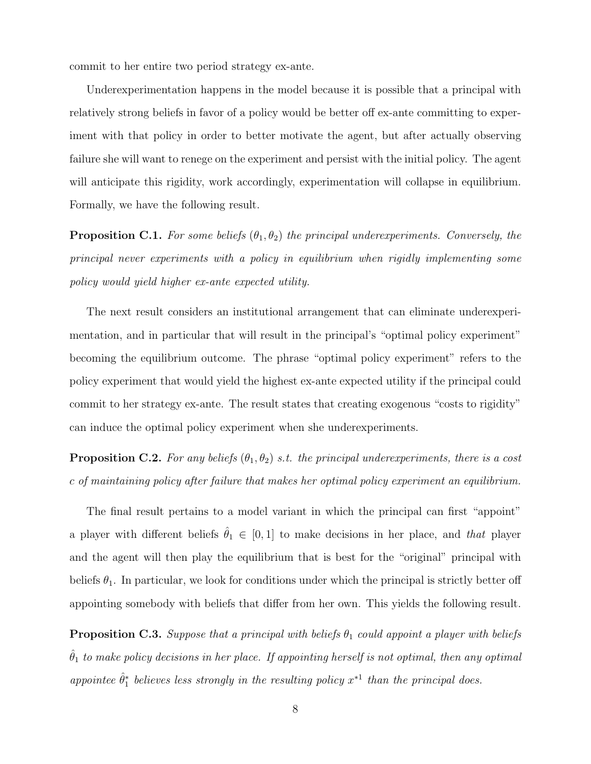commit to her entire two period strategy ex-ante.

Underexperimentation happens in the model because it is possible that a principal with relatively strong beliefs in favor of a policy would be better off ex-ante committing to experiment with that policy in order to better motivate the agent, but after actually observing failure she will want to renege on the experiment and persist with the initial policy. The agent will anticipate this rigidity, work accordingly, experimentation will collapse in equilibrium. Formally, we have the following result.

**Proposition C.1.** *For some beliefs $(\theta_1, \theta_2)$ the principal underexperiments. Conversely, the principal never experiments with a policy in equilibrium when rigidly implementing some policy would yield higher ex-ante expected utility.*

The next result considers an institutional arrangement that can eliminate underexperimentation, and in particular that will result in the principal's "optimal policy experiment" becoming the equilibrium outcome. The phrase "optimal policy experiment" refers to the policy experiment that would yield the highest ex-ante expected utility if the principal could commit to her strategy ex-ante. The result states that creating exogenous "costs to rigidity" can induce the optimal policy experiment when she underexperiments.

**Proposition C.2.** *For any beliefs $(\theta_1, \theta_2)$ s.t. the principal underexperiments, there is a cost $c$ of maintaining policy after failure that makes her optimal policy experiment an equilibrium.*

The final result pertains to a model variant in which the principal can first "appoint" a player with different beliefs $\hat{\theta}_1 \in [0, 1]$ to make decisions in her place, and *that* player and the agent will then play the equilibrium that is best for the "original" principal with beliefs $\theta_1$. In particular, we look for conditions under which the principal is strictly better off appointing somebody with beliefs that differ from her own. This yields the following result.

**Proposition C.3.** *Suppose that a principal with beliefs $\theta_1$ could appoint a player with beliefs $\hat{\theta}_1$ to make policy decisions in her place. If appointing herself is not optimal, then any optimal appointee $\hat{\theta}_1^*$ believes less strongly in the resulting policy $x^{*1}$ than the principal does.*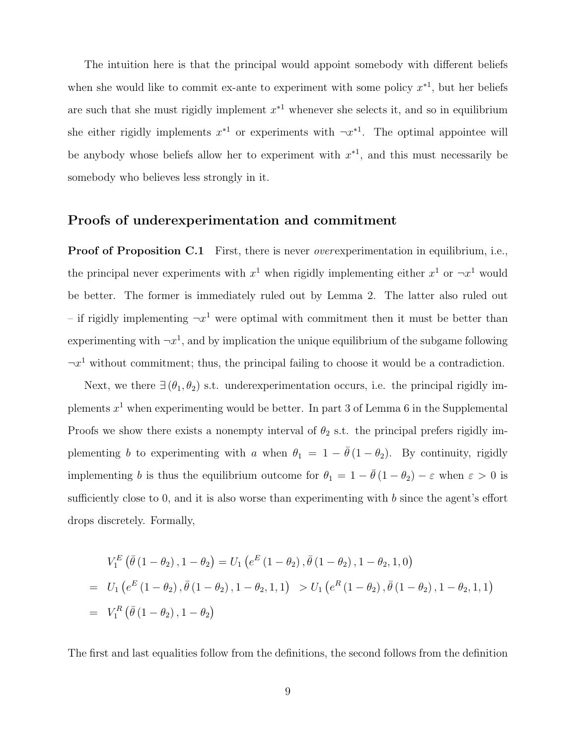The intuition here is that the principal would appoint somebody with different beliefs when she would like to commit ex-ante to experiment with some policy $x^{*1}$, but her beliefs are such that she must rigidly implement $x^{*1}$ whenever she selects it, and so in equilibrium she either rigidly implements $x^{*1}$ or experiments with $\neg x^{*1}$. The optimal appointee will be anybody whose beliefs allow her to experiment with $x^{*1}$, and this must necessarily be somebody who believes less strongly in it.

## Proofs of underexperimentation and commitment

**Proof of Proposition C.1** First, there is never *over*experimentation in equilibrium, i.e., the principal never experiments with $x^1$ when rigidly implementing either $x^1$ or $\neg x^1$ would be better. The former is immediately ruled out by Lemma 2. The latter also ruled out – if rigidly implementing $\neg x^1$ were optimal with commitment then it must be better than experimenting with $\neg x^1$, and by implication the unique equilibrium of the subgame following $\neg x^1$ without commitment; thus, the principal failing to choose it would be a contradiction.

Next, we there $\exists (\theta_1, \theta_2)$ s.t. underexperimentation occurs, i.e. the principal rigidly implements $x^1$ when experimenting would be better. In part 3 of Lemma 6 in the Supplemental Proofs we show there exists a nonempty interval of $\theta_2$ s.t. the principal prefers rigidly implementing $b$ to experimenting with $a$ when $\theta_1 = 1 - \bar{\theta}(1-\theta_2)$. By continuity, rigidly implementing $b$ is thus the equilibrium outcome for $\theta_1 = 1 - \bar{\theta}(1-\theta_2) - \varepsilon$ when $\varepsilon > 0$ is sufficiently close to 0, and it is also worse than experimenting with $b$ since the agent's effort drops discretely. Formally,

$$
\begin{aligned}
& V_1^E\left(\bar{\theta}(1-\theta_2), 1-\theta_2\right) = U_1\left(e^E(1-\theta_2), \bar{\theta}(1-\theta_2), 1-\theta_2, 1, 0\right) \\
= \;& U_1\left(e^E(1-\theta_2), \bar{\theta}(1-\theta_2), 1-\theta_2, 1, 1\right) \; > U_1\left(e^R(1-\theta_2), \bar{\theta}(1-\theta_2), 1-\theta_2, 1, 1\right) \\
= \;& V_1^R\left(\bar{\theta}(1-\theta_2), 1-\theta_2\right)
\end{aligned}
$$

The first and last equalities follow from the definitions, the second follows from the definition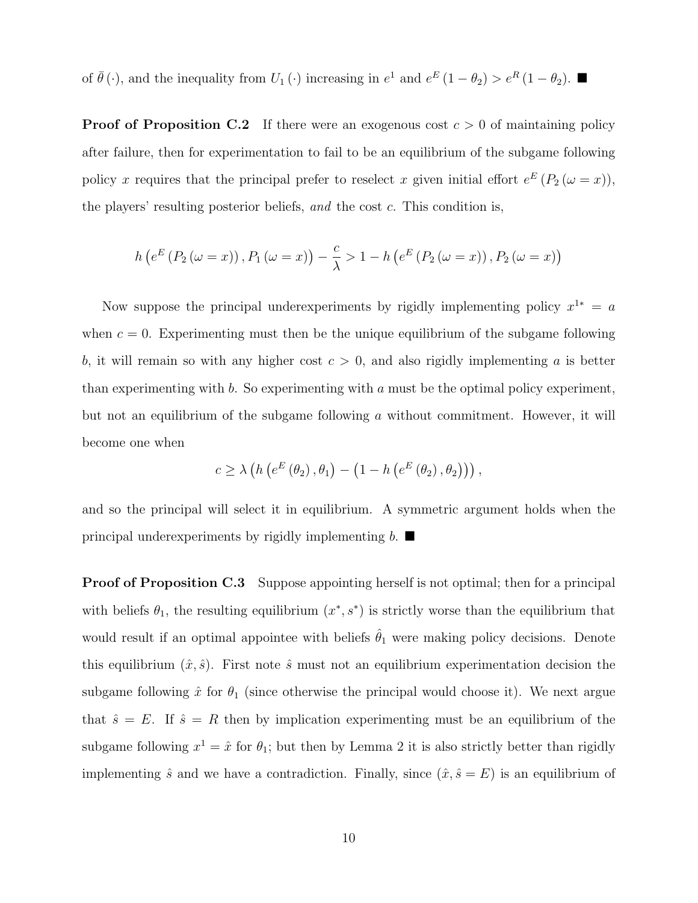of $\bar{\theta}(\cdot)$, and the inequality from $U_1(\cdot)$ increasing in $e^1$ and $e^E(1-\theta_2) > e^R(1-\theta_2)$. ■

**Proof of Proposition C.2** If there were an exogenous cost $c > 0$ of maintaining policy after failure, then for experimentation to fail to be an equilibrium of the subgame following policy $x$ requires that the principal prefer to reselect $x$ given initial effort $e^E(P_2(\omega = x))$, the players' resulting posterior beliefs, *and* the cost $c$. This condition is,

$$h\left(e^E\left(P_2\left(\omega = x\right)\right), P_1\left(\omega = x\right)\right) - \frac{c}{\lambda} > 1 - h\left(e^E\left(P_2\left(\omega = x\right)\right), P_2\left(\omega = x\right)\right)$$

Now suppose the principal underexperiments by rigidly implementing policy $x^{1*} = a$ when $c = 0$. Experimenting must then be the unique equilibrium of the subgame following $b$, it will remain so with any higher cost $c > 0$, and also rigidly implementing $a$ is better than experimenting with $b$. So experimenting with $a$ must be the optimal policy experiment, but not an equilibrium of the subgame following $a$ without commitment. However, it will become one when

$$c \geq \lambda\left(h\left(e^E\left(\theta_2\right), \theta_1\right) - \left(1 - h\left(e^E\left(\theta_2\right), \theta_2\right)\right)\right),$$

and so the principal will select it in equilibrium. A symmetric argument holds when the principal underexperiments by rigidly implementing $b$. ■

**Proof of Proposition C.3** Suppose appointing herself is not optimal; then for a principal with beliefs $\theta_1$, the resulting equilibrium $(x^*, s^*)$ is strictly worse than the equilibrium that would result if an optimal appointee with beliefs $\hat{\theta}_1$ were making policy decisions. Denote this equilibrium $(\hat{x}, \hat{s})$. First note $\hat{s}$ must not an equilibrium experimentation decision the subgame following $\hat{x}$ for $\theta_1$ (since otherwise the principal would choose it). We next argue that $\hat{s} = E$. If $\hat{s} = R$ then by implication experimenting must be an equilibrium of the subgame following $x^1 = \hat{x}$ for $\theta_1$; but then by Lemma 2 it is also strictly better than rigidly implementing $\hat{s}$ and we have a contradiction. Finally, since $(\hat{x}, \hat{s} = E)$ is an equilibrium of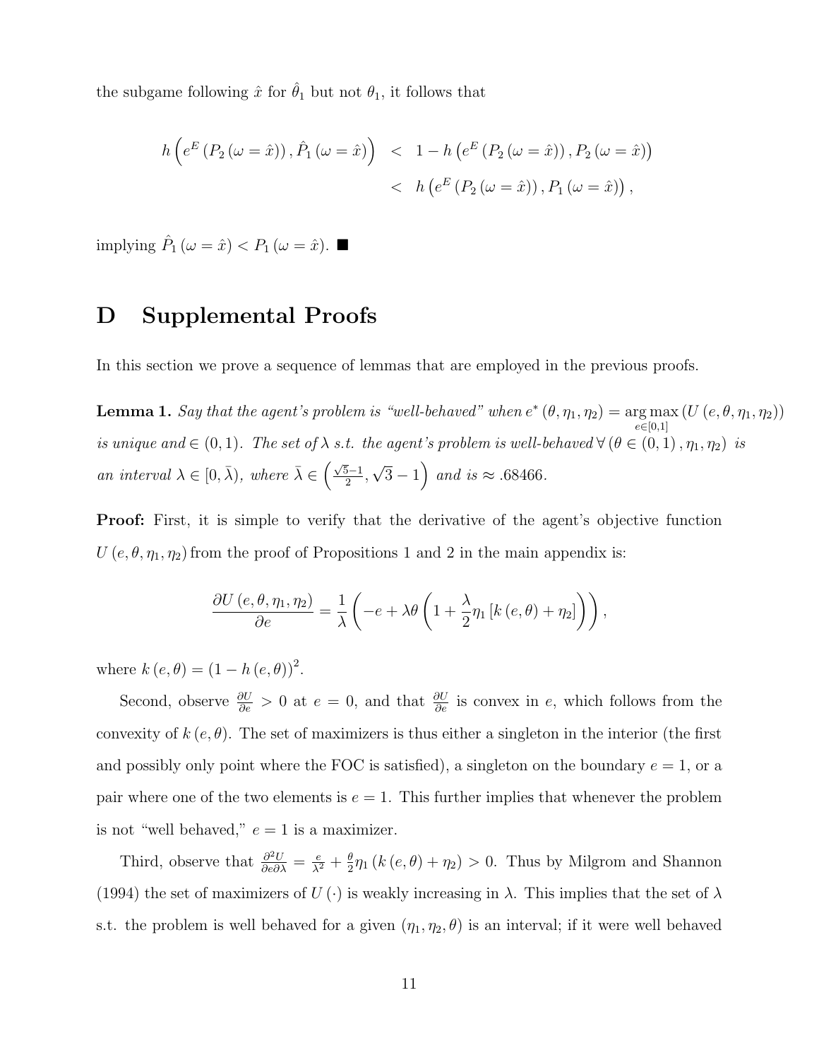the subgame following $\hat{x}$ for $\hat{\theta}_1$ but not $\theta_1$, it follows that

$$
\begin{aligned}
h\left(e^E\left(P_2\left(\omega=\hat{x}\right)\right), \hat{P}_1\left(\omega=\hat{x}\right)\right) &< 1-h\left(e^E\left(P_2\left(\omega=\hat{x}\right)\right), P_2\left(\omega=\hat{x}\right)\right) \\
&< h\left(e^E\left(P_2\left(\omega=\hat{x}\right)\right), P_1\left(\omega=\hat{x}\right)\right),
\end{aligned}
$$

implying $\hat{P}_1\left(\omega=\hat{x}\right) < P_1\left(\omega=\hat{x}\right)$. ■

# D Supplemental Proofs

In this section we prove a sequence of lemmas that are employed in the previous proofs.

**Lemma 1.** *Say that the agent's problem is "well-behaved" when $e^*\left(\theta, \eta_1, \eta_2\right) = \underset{e\in[0,1]}{\arg\max}\left(U\left(e, \theta, \eta_1, \eta_2\right)\right)$ is unique and $\in (0,1)$. The set of $\lambda$ s.t. the agent's problem is well-behaved $\forall\left(\theta \in (0,1), \eta_1, \eta_2\right)$ is an interval $\lambda \in [0, \bar{\lambda})$, where $\bar{\lambda} \in \left(\frac{\sqrt{5}-1}{2}, \sqrt{3}-1\right)$ and is $\approx .68466$.*

**Proof:** First, it is simple to verify that the derivative of the agent's objective function $U\left(e, \theta, \eta_1, \eta_2\right)$ from the proof of Propositions 1 and 2 in the main appendix is:

$$
\frac{\partial U\left(e, \theta, \eta_1, \eta_2\right)}{\partial e} = \frac{1}{\lambda}\left(-e + \lambda\theta\left(1 + \frac{\lambda}{2}\eta_1\left[k\left(e, \theta\right) + \eta_2\right]\right)\right),
$$

where $k\left(e, \theta\right) = \left(1 - h\left(e, \theta\right)\right)^2$.

Second, observe $\frac{\partial U}{\partial e} > 0$ at $e = 0$, and that $\frac{\partial U}{\partial e}$ is convex in $e$, which follows from the convexity of $k\left(e, \theta\right)$. The set of maximizers is thus either a singleton in the interior (the first and possibly only point where the FOC is satisfied), a singleton on the boundary $e = 1$, or a pair where one of the two elements is $e = 1$. This further implies that whenever the problem is not "well behaved," $e = 1$ is a maximizer.

Third, observe that $\frac{\partial^2 U}{\partial e \partial \lambda} = \frac{e}{\lambda^2} + \frac{\theta}{2}\eta_1\left(k\left(e, \theta\right) + \eta_2\right) > 0$. Thus by Milgrom and Shannon (1994) the set of maximizers of $U\left(\cdot\right)$ is weakly increasing in $\lambda$. This implies that the set of $\lambda$ s.t. the problem is well behaved for a given $\left(\eta_1, \eta_2, \theta\right)$ is an interval; if it were well behaved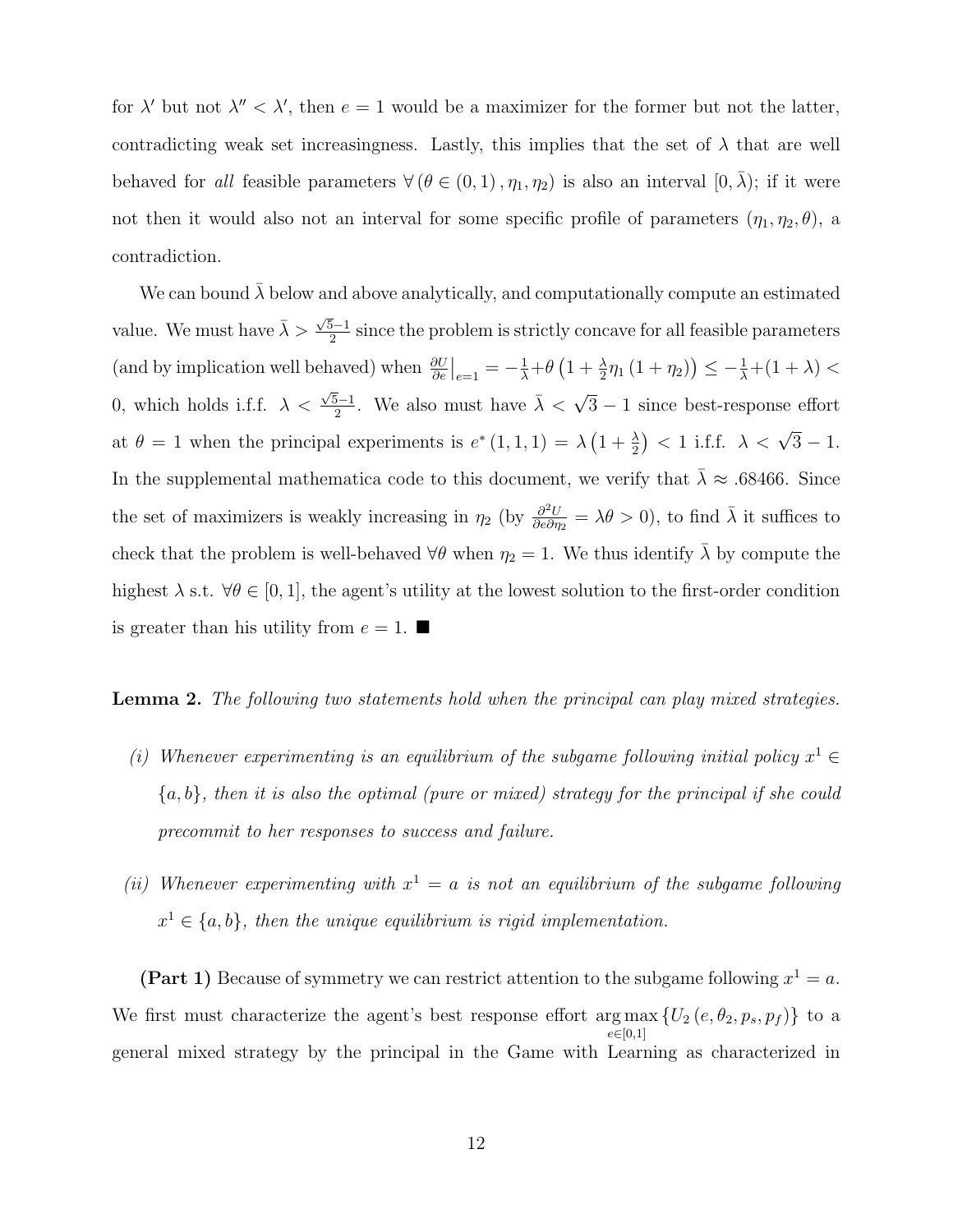for $\lambda'$ but not $\lambda'' < \lambda'$, then $e = 1$ would be a maximizer for the former but not the latter, contradicting weak set increasingness. Lastly, this implies that the set of $\lambda$ that are well behaved for *all* feasible parameters $\forall (\theta \in (0,1), \eta_1, \eta_2)$ is also an interval $[0, \bar{\lambda})$; if it were not then it would also not an interval for some specific profile of parameters $(\eta_1, \eta_2, \theta)$, a contradiction.

We can bound $\bar{\lambda}$ below and above analytically, and computationally compute an estimated value. We must have $\bar{\lambda} > \frac{\sqrt{5}-1}{2}$ since the problem is strictly concave for all feasible parameters (and by implication well behaved) when $\frac{\partial U}{\partial e}\Big|_{e=1} = -\frac{1}{\lambda} + \theta\left(1 + \frac{\lambda}{2}\eta_1(1+\eta_2)\right) \leq -\frac{1}{\lambda} + (1+\lambda) < 0$, which holds i.f.f. $\lambda < \frac{\sqrt{5}-1}{2}$. We also must have $\bar{\lambda} < \sqrt{3} - 1$ since best-response effort at $\theta = 1$ when the principal experiments is $e^*(1,1,1) = \lambda\left(1 + \frac{\lambda}{2}\right) < 1$ i.f.f. $\lambda < \sqrt{3} - 1$. In the supplemental mathematica code to this document, we verify that $\bar{\lambda} \approx .68466$. Since the set of maximizers is weakly increasing in $\eta_2$ (by $\frac{\partial^2 U}{\partial e \partial \eta_2} = \lambda\theta > 0$), to find $\bar{\lambda}$ it suffices to check that the problem is well-behaved $\forall\theta$ when $\eta_2 = 1$. We thus identify $\bar{\lambda}$ by compute the highest $\lambda$ s.t. $\forall\theta \in [0,1]$, the agent's utility at the lowest solution to the first-order condition is greater than his utility from $e = 1$. ■

**Lemma 2.** *The following two statements hold when the principal can play mixed strategies.*

*(i) Whenever experimenting is an equilibrium of the subgame following initial policy $x^1 \in \{a, b\}$, then it is also the optimal (pure or mixed) strategy for the principal if she could precommit to her responses to success and failure.*

*(ii) Whenever experimenting with $x^1 = a$ is not an equilibrium of the subgame following $x^1 \in \{a, b\}$, then the unique equilibrium is rigid implementation.*

**(Part 1)** Because of symmetry we can restrict attention to the subgame following $x^1 = a$. We first must characterize the agent's best response effort $\underset{e \in [0,1]}{\arg\max}\{U_2(e, \theta_2, p_s, p_f)\}$ to a general mixed strategy by the principal in the Game with Learning as characterized in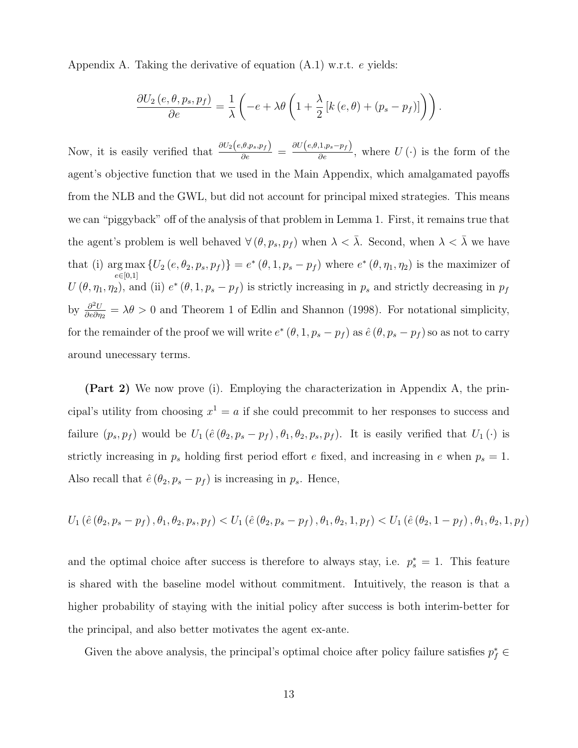Appendix A. Taking the derivative of equation (A.1) w.r.t. $e$ yields:

$$\frac{\partial U_2(e, \theta, p_s, p_f)}{\partial e} = \frac{1}{\lambda}\left(-e + \lambda\theta\left(1 + \frac{\lambda}{2}\left[k(e, \theta) + (p_s - p_f)\right]\right)\right).$$

Now, it is easily verified that $\frac{\partial U_2(e,\theta,p_s,p_f)}{\partial e} = \frac{\partial U(e,\theta,1,p_s-p_f)}{\partial e}$, where $U(\cdot)$ is the form of the agent's objective function that we used in the Main Appendix, which amalgamated payoffs from the NLB and the GWL, but did not account for principal mixed strategies. This means we can "piggyback" off of the analysis of that problem in Lemma 1. First, it remains true that the agent's problem is well behaved $\forall (\theta, p_s, p_f)$ when $\lambda < \bar{\lambda}$. Second, when $\lambda < \bar{\lambda}$ we have that (i) $\arg\max_{e \in [0,1]} \{U_2(e, \theta_2, p_s, p_f)\} = e^*(\theta, 1, p_s - p_f)$ where $e^*(\theta, \eta_1, \eta_2)$ is the maximizer of $U(\theta, \eta_1, \eta_2)$, and (ii) $e^*(\theta, 1, p_s - p_f)$ is strictly increasing in $p_s$ and strictly decreasing in $p_f$ by $\frac{\partial^2 U}{\partial e \partial \eta_2} = \lambda\theta > 0$ and Theorem 1 of Edlin and Shannon (1998). For notational simplicity, for the remainder of the proof we will write $e^*(\theta, 1, p_s - p_f)$ as $\hat{e}(\theta, p_s - p_f)$ so as not to carry around unecessary terms.

**(Part 2)** We now prove (i). Employing the characterization in Appendix A, the principal's utility from choosing $x^1 = a$ if she could precommit to her responses to success and failure $(p_s, p_f)$ would be $U_1(\hat{e}(\theta_2, p_s - p_f), \theta_1, \theta_2, p_s, p_f)$. It is easily verified that $U_1(\cdot)$ is strictly increasing in $p_s$ holding first period effort $e$ fixed, and increasing in $e$ when $p_s = 1$. Also recall that $\hat{e}(\theta_2, p_s - p_f)$ is increasing in $p_s$. Hence,

$$U_1(\hat{e}(\theta_2, p_s - p_f), \theta_1, \theta_2, p_s, p_f) < U_1(\hat{e}(\theta_2, p_s - p_f), \theta_1, \theta_2, 1, p_f) < U_1(\hat{e}(\theta_2, 1 - p_f), \theta_1, \theta_2, 1, p_f)$$

and the optimal choice after success is therefore to always stay, i.e. $p_s^* = 1$. This feature is shared with the baseline model without commitment. Intuitively, the reason is that a higher probability of staying with the initial policy after success is both interim-better for the principal, and also better motivates the agent ex-ante.

Given the above analysis, the principal's optimal choice after policy failure satisfies $p_f^* \in$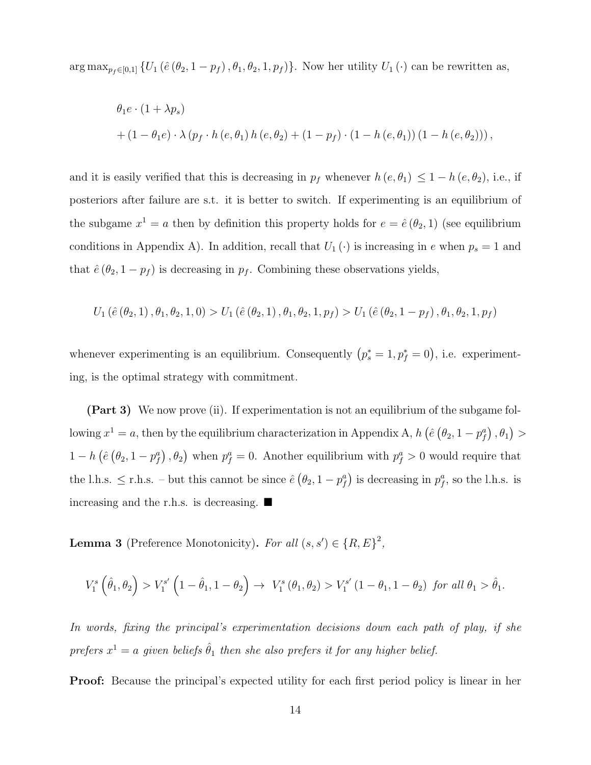$\arg\max_{p_f \in [0,1]} \{U_1(\hat{e}(\theta_2, 1-p_f), \theta_1, \theta_2, 1, p_f)\}$. Now her utility $U_1(\cdot)$ can be rewritten as,

$$
\begin{aligned}
&\theta_1 e \cdot (1 + \lambda p_s) \\
&+ (1 - \theta_1 e) \cdot \lambda \left(p_f \cdot h(e, \theta_1) h(e, \theta_2) + (1 - p_f) \cdot (1 - h(e, \theta_1))(1 - h(e, \theta_2))\right),
\end{aligned}
$$

and it is easily verified that this is decreasing in $p_f$ whenever $h(e, \theta_1) \leq 1 - h(e, \theta_2)$, i.e., if posteriors after failure are s.t. it is better to switch. If experimenting is an equilibrium of the subgame $x^1 = a$ then by definition this property holds for $e = \hat{e}(\theta_2, 1)$ (see equilibrium conditions in Appendix A). In addition, recall that $U_1(\cdot)$ is increasing in $e$ when $p_s = 1$ and that $\hat{e}(\theta_2, 1 - p_f)$ is decreasing in $p_f$. Combining these observations yields,

$$
U_1(\hat{e}(\theta_2, 1), \theta_1, \theta_2, 1, 0) > U_1(\hat{e}(\theta_2, 1), \theta_1, \theta_2, 1, p_f) > U_1(\hat{e}(\theta_2, 1 - p_f), \theta_1, \theta_2, 1, p_f)
$$

whenever experimenting is an equilibrium. Consequently $\left(p_s^* = 1, p_f^* = 0\right)$, i.e. experimenting, is the optimal strategy with commitment.

**(Part 3)** We now prove (ii). If experimentation is not an equilibrium of the subgame following $x^1 = a$, then by the equilibrium characterization in Appendix A, $h\left(\hat{e}\left(\theta_2, 1 - p_f^a\right), \theta_1\right) > 1 - h\left(\hat{e}\left(\theta_2, 1 - p_f^a\right), \theta_2\right)$ when $p_f^a = 0$. Another equilibrium with $p_f^a > 0$ would require that the l.h.s. $\leq$ r.h.s. – but this cannot be since $\hat{e}\left(\theta_2, 1 - p_f^a\right)$ is decreasing in $p_f^a$, so the l.h.s. is increasing and the r.h.s. is decreasing. ■

**Lemma 3** (Preference Monotonicity)**.** *For all* $(s, s') \in \{R, E\}^2$,

$$
V_1^s\left(\hat{\theta}_1, \theta_2\right) > V_1^{s'}\left(1 - \hat{\theta}_1, 1 - \theta_2\right) \rightarrow V_1^s(\theta_1, \theta_2) > V_1^{s'}(1 - \theta_1, 1 - \theta_2) \text{ for all } \theta_1 > \hat{\theta}_1.
$$

*In words, fixing the principal's experimentation decisions down each path of play, if she prefers $x^1 = a$ given beliefs $\hat{\theta}_1$ then she also prefers it for any higher belief.*

**Proof:** Because the principal's expected utility for each first period policy is linear in her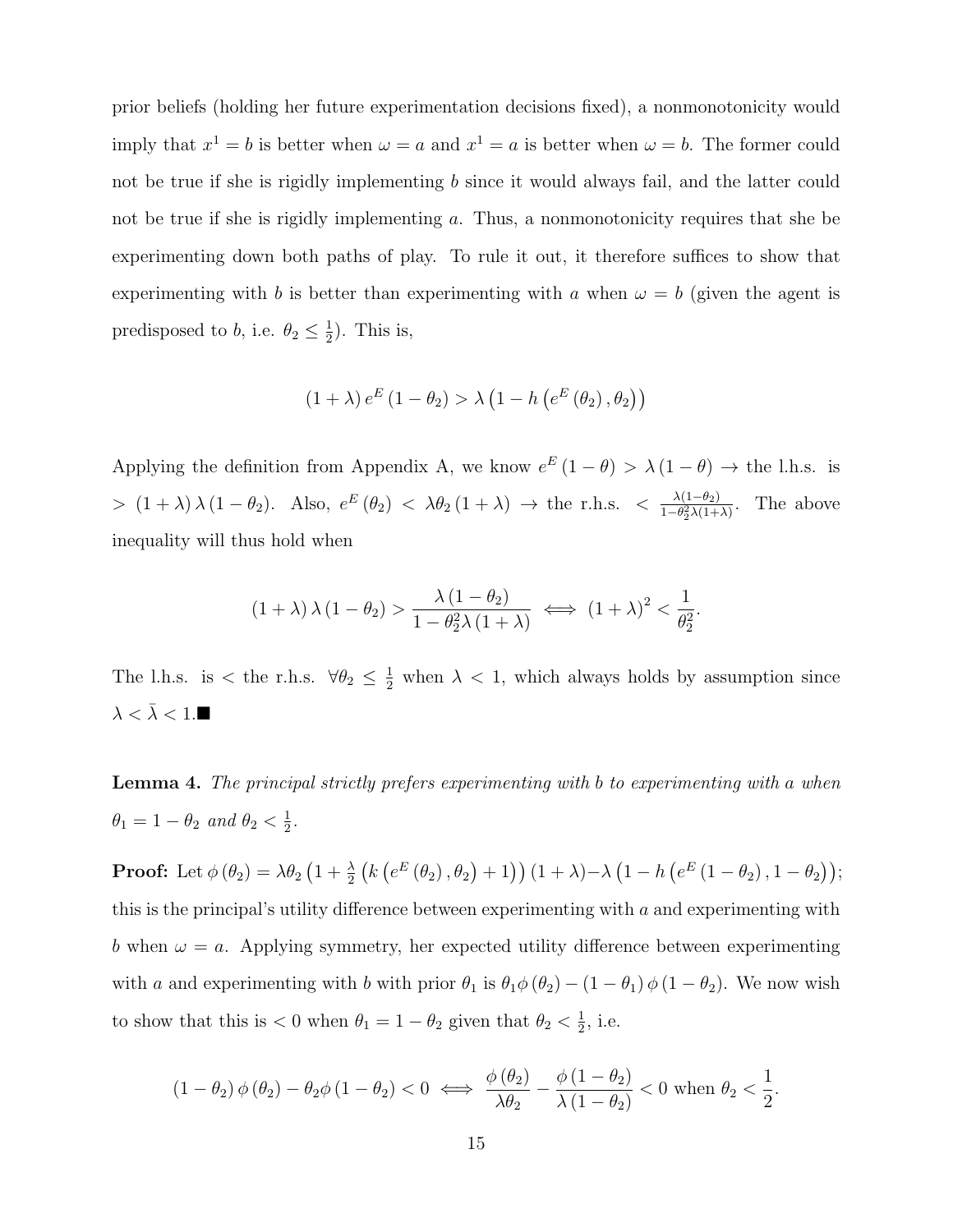prior beliefs (holding her future experimentation decisions fixed), a nonmonotonicity would imply that $x^1 = b$ is better when $\omega = a$ and $x^1 = a$ is better when $\omega = b$. The former could not be true if she is rigidly implementing $b$ since it would always fail, and the latter could not be true if she is rigidly implementing $a$. Thus, a nonmonotonicity requires that she be experimenting down both paths of play. To rule it out, it therefore suffices to show that experimenting with $b$ is better than experimenting with $a$ when $\omega = b$ (given the agent is predisposed to $b$, i.e. $\theta_2 \leq \frac{1}{2}$). This is,

$$(1 + \lambda)\, e^E (1 - \theta_2) > \lambda \left(1 - h\left(e^E(\theta_2), \theta_2\right)\right)$$

Applying the definition from Appendix A, we know $e^E(1 - \theta) > \lambda(1 - \theta) \rightarrow$ the l.h.s. is $> (1 + \lambda)\lambda(1 - \theta_2)$. Also, $e^E(\theta_2) < \lambda\theta_2(1 + \lambda) \rightarrow$ the r.h.s. $< \frac{\lambda(1-\theta_2)}{1-\theta_2^2\lambda(1+\lambda)}$. The above inequality will thus hold when

$$(1 + \lambda)\lambda(1 - \theta_2) > \frac{\lambda(1 - \theta_2)}{1 - \theta_2^2 \lambda(1 + \lambda)} \iff (1 + \lambda)^2 < \frac{1}{\theta_2^2}.$$

The l.h.s. is $<$ the r.h.s. $\forall \theta_2 \leq \frac{1}{2}$ when $\lambda < 1$, which always holds by assumption since $\lambda < \bar{\lambda} < 1$.■

**Lemma 4.** *The principal strictly prefers experimenting with $b$ to experimenting with $a$ when $\theta_1 = 1 - \theta_2$ and $\theta_2 < \frac{1}{2}$.*

**Proof:** Let $\phi(\theta_2) = \lambda\theta_2\left(1 + \frac{\lambda}{2}\left(k\left(e^E(\theta_2), \theta_2\right) + 1\right)\right)(1 + \lambda) - \lambda\left(1 - h\left(e^E(1 - \theta_2), 1 - \theta_2\right)\right)$; this is the principal's utility difference between experimenting with $a$ and experimenting with $b$ when $\omega = a$. Applying symmetry, her expected utility difference between experimenting with $a$ and experimenting with $b$ with prior $\theta_1$ is $\theta_1\phi(\theta_2) - (1 - \theta_1)\phi(1 - \theta_2)$. We now wish to show that this is $< 0$ when $\theta_1 = 1 - \theta_2$ given that $\theta_2 < \frac{1}{2}$, i.e.

$$(1 - \theta_2)\phi(\theta_2) - \theta_2\phi(1 - \theta_2) < 0 \iff \frac{\phi(\theta_2)}{\lambda\theta_2} - \frac{\phi(1 - \theta_2)}{\lambda(1 - \theta_2)} < 0 \text{ when } \theta_2 < \frac{1}{2}.$$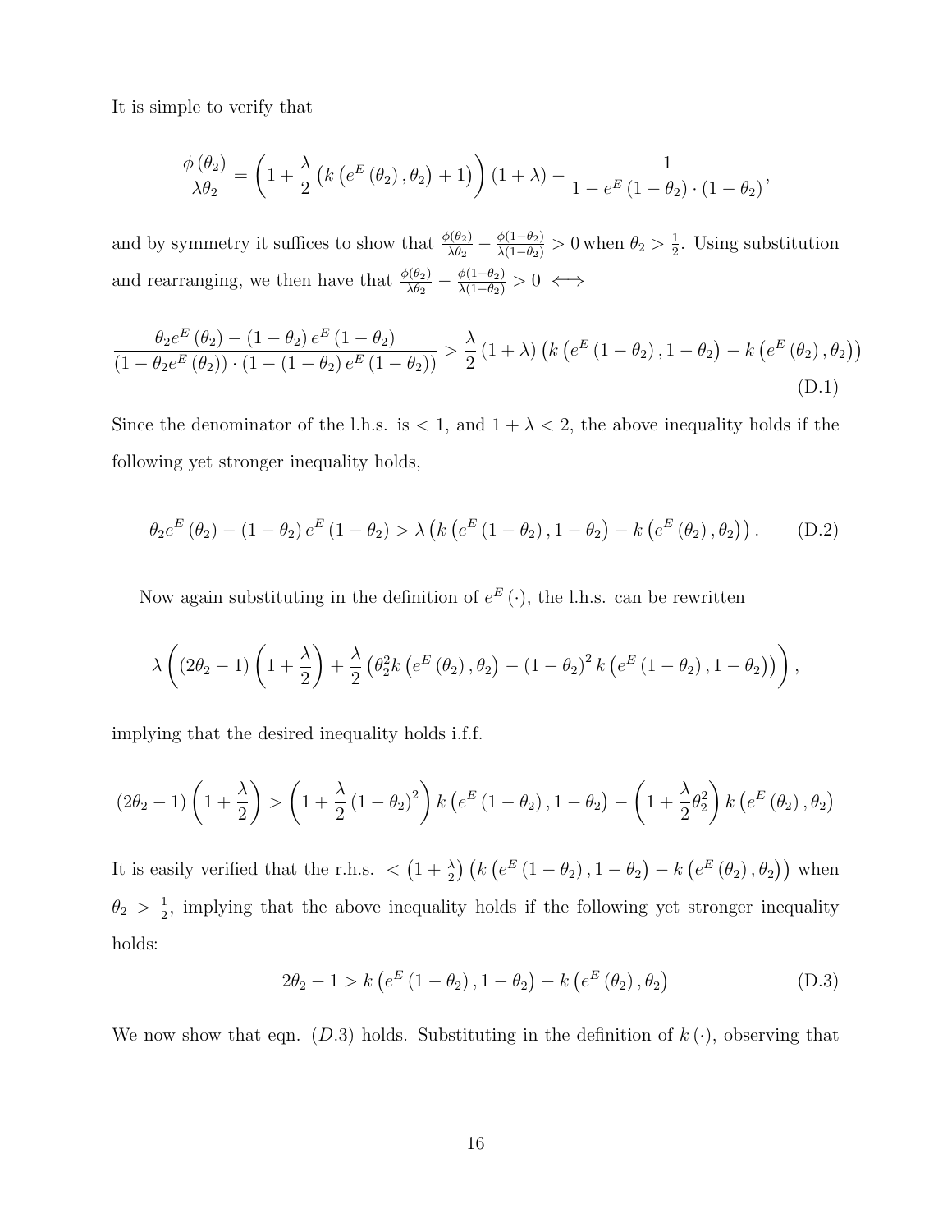It is simple to verify that

$$\frac{\phi(\theta_2)}{\lambda\theta_2} = \left(1 + \frac{\lambda}{2}\left(k\left(e^E(\theta_2), \theta_2\right) + 1\right)\right)(1+\lambda) - \frac{1}{1 - e^E(1-\theta_2)\cdot(1-\theta_2)},$$

and by symmetry it suffices to show that $\frac{\phi(\theta_2)}{\lambda\theta_2} - \frac{\phi(1-\theta_2)}{\lambda(1-\theta_2)} > 0$ when $\theta_2 > \frac{1}{2}$. Using substitution and rearranging, we then have that $\frac{\phi(\theta_2)}{\lambda\theta_2} - \frac{\phi(1-\theta_2)}{\lambda(1-\theta_2)} > 0 \iff$

$$\frac{\theta_2 e^E(\theta_2) - (1-\theta_2)e^E(1-\theta_2)}{\left(1-\theta_2 e^E(\theta_2)\right)\cdot\left(1-(1-\theta_2)e^E(1-\theta_2)\right)} > \frac{\lambda}{2}(1+\lambda)\left(k\left(e^E(1-\theta_2), 1-\theta_2\right) - k\left(e^E(\theta_2), \theta_2\right)\right) \tag{D.1}$$

Since the denominator of the l.h.s. is $< 1$, and $1+\lambda < 2$, the above inequality holds if the following yet stronger inequality holds,

$$\theta_2 e^E(\theta_2) - (1-\theta_2)e^E(1-\theta_2) > \lambda\left(k\left(e^E(1-\theta_2), 1-\theta_2\right) - k\left(e^E(\theta_2), \theta_2\right)\right). \tag{D.2}$$

Now again substituting in the definition of $e^E(\cdot)$, the l.h.s. can be rewritten

$$\lambda\left((2\theta_2 - 1)\left(1+\frac{\lambda}{2}\right) + \frac{\lambda}{2}\left(\theta_2^2 k\left(e^E(\theta_2), \theta_2\right) - (1-\theta_2)^2 k\left(e^E(1-\theta_2), 1-\theta_2\right)\right)\right),$$

implying that the desired inequality holds i.f.f.

$$(2\theta_2 - 1)\left(1+\frac{\lambda}{2}\right) > \left(1+\frac{\lambda}{2}(1-\theta_2)^2\right)k\left(e^E(1-\theta_2), 1-\theta_2\right) - \left(1+\frac{\lambda}{2}\theta_2^2\right)k\left(e^E(\theta_2), \theta_2\right)$$

It is easily verified that the r.h.s. $< \left(1+\frac{\lambda}{2}\right)\left(k\left(e^E(1-\theta_2), 1-\theta_2\right) - k\left(e^E(\theta_2), \theta_2\right)\right)$ when $\theta_2 > \frac{1}{2}$, implying that the above inequality holds if the following yet stronger inequality holds:

$$2\theta_2 - 1 > k\left(e^E(1-\theta_2), 1-\theta_2\right) - k\left(e^E(\theta_2), \theta_2\right) \tag{D.3}$$

We now show that eqn. $(D.3)$ holds. Substituting in the definition of $k(\cdot)$, observing that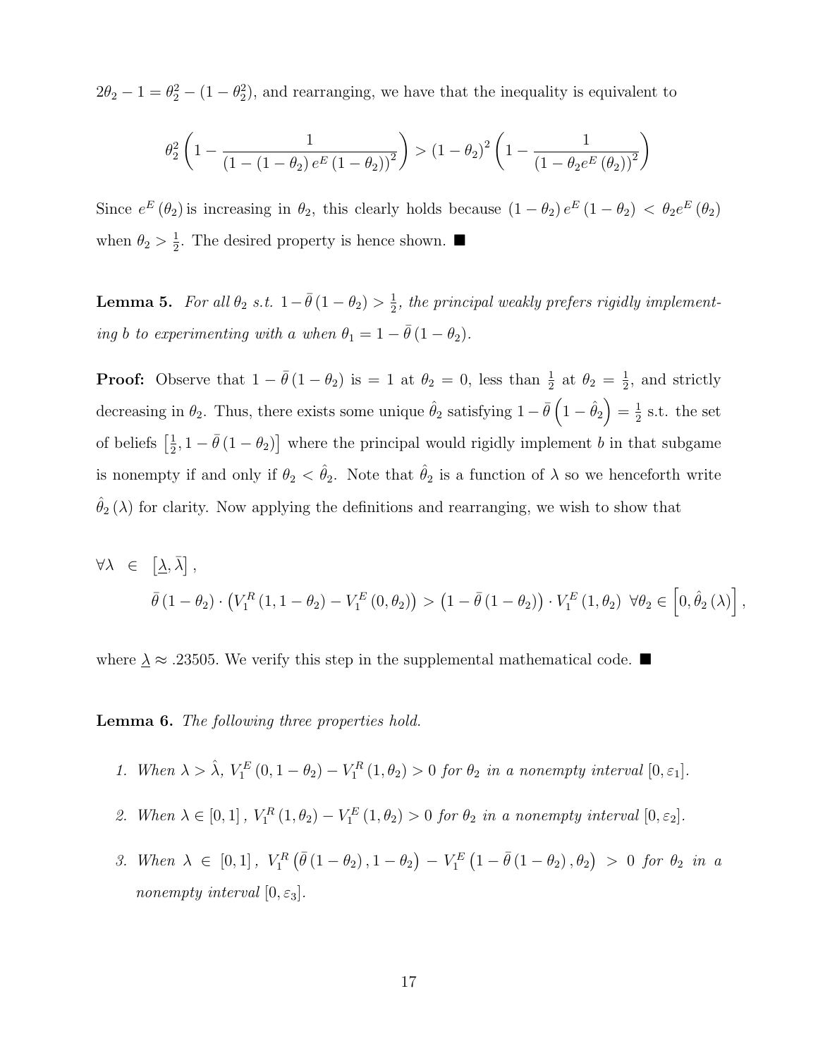$2\theta_2 - 1 = \theta_2^2 - (1-\theta_2^2)$, and rearranging, we have that the inequality is equivalent to

$$\theta_2^2 \left(1 - \frac{1}{\left(1-(1-\theta_2)\, e^E(1-\theta_2)\right)^2}\right) > (1-\theta_2)^2 \left(1 - \frac{1}{\left(1-\theta_2 e^E(\theta_2)\right)^2}\right)$$

Since $e^E(\theta_2)$ is increasing in $\theta_2$, this clearly holds because $(1-\theta_2)\, e^E(1-\theta_2) < \theta_2 e^E(\theta_2)$ when $\theta_2 > \frac{1}{2}$. The desired property is hence shown. ■

**Lemma 5.** *For all $\theta_2$ s.t. $1-\bar{\theta}(1-\theta_2) > \frac{1}{2}$, the principal weakly prefers rigidly implementing b to experimenting with a when $\theta_1 = 1-\bar{\theta}(1-\theta_2)$.*

**Proof:** Observe that $1-\bar{\theta}(1-\theta_2)$ is $= 1$ at $\theta_2 = 0$, less than $\frac{1}{2}$ at $\theta_2 = \frac{1}{2}$, and strictly decreasing in $\theta_2$. Thus, there exists some unique $\hat{\theta}_2$ satisfying $1-\bar{\theta}\left(1-\hat{\theta}_2\right) = \frac{1}{2}$ s.t. the set of beliefs $\left[\frac{1}{2}, 1-\bar{\theta}(1-\theta_2)\right]$ where the principal would rigidly implement $b$ in that subgame is nonempty if and only if $\theta_2 < \hat{\theta}_2$. Note that $\hat{\theta}_2$ is a function of $\lambda$ so we henceforth write $\hat{\theta}_2(\lambda)$ for clarity. Now applying the definitions and rearranging, we wish to show that

$$\forall \lambda \in \left[\underline{\lambda}, \bar{\lambda}\right],$$
$$\bar{\theta}(1-\theta_2) \cdot \left(V_1^R(1, 1-\theta_2) - V_1^E(0,\theta_2)\right) > \left(1-\bar{\theta}(1-\theta_2)\right) \cdot V_1^E(1,\theta_2) \;\; \forall \theta_2 \in \left[0, \hat{\theta}_2(\lambda)\right],$$

where $\underline{\lambda} \approx .23505$. We verify this step in the supplemental mathematical code. ■

**Lemma 6.** *The following three properties hold.*

1. *When $\lambda > \hat{\lambda}$, $V_1^E(0, 1-\theta_2) - V_1^R(1,\theta_2) > 0$ for $\theta_2$ in a nonempty interval $[0, \varepsilon_1]$.*

2. *When $\lambda \in [0,1]$, $V_1^R(1,\theta_2) - V_1^E(1,\theta_2) > 0$ for $\theta_2$ in a nonempty interval $[0, \varepsilon_2]$.*

3. *When $\lambda \in [0,1]$, $V_1^R\left(\bar{\theta}(1-\theta_2), 1-\theta_2\right) - V_1^E\left(1-\bar{\theta}(1-\theta_2), \theta_2\right) > 0$ for $\theta_2$ in a nonempty interval $[0, \varepsilon_3]$.*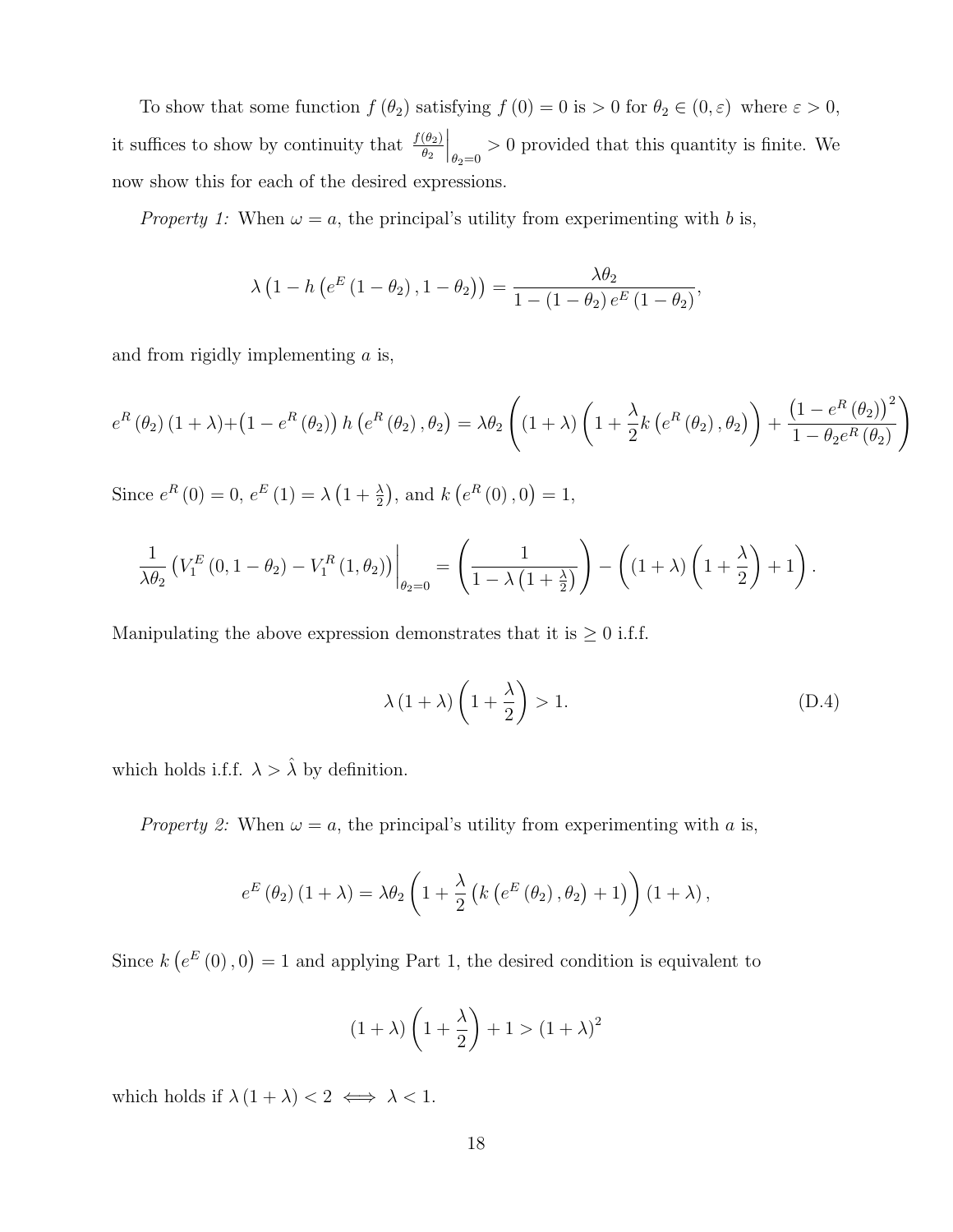To show that some function $f(\theta_2)$ satisfying $f(0) = 0$ is $> 0$ for $\theta_2 \in (0, \varepsilon)$ where $\varepsilon > 0$, it suffices to show by continuity that $\left.\frac{f(\theta_2)}{\theta_2}\right|_{\theta_2=0} > 0$ provided that this quantity is finite. We now show this for each of the desired expressions.

*Property 1:* When $\omega = a$, the principal's utility from experimenting with $b$ is,

$$\lambda\left(1 - h\left(e^E(1-\theta_2), 1-\theta_2\right)\right) = \frac{\lambda\theta_2}{1-(1-\theta_2)\, e^E(1-\theta_2)},$$

and from rigidly implementing $a$ is,

$$e^R(\theta_2)(1+\lambda) + \left(1 - e^R(\theta_2)\right) h\left(e^R(\theta_2), \theta_2\right) = \lambda\theta_2\left((1+\lambda)\left(1 + \frac{\lambda}{2} k\left(e^R(\theta_2), \theta_2\right)\right) + \frac{\left(1 - e^R(\theta_2)\right)^2}{1-\theta_2 e^R(\theta_2)}\right)$$

Since $e^R(0) = 0$, $e^E(1) = \lambda\left(1 + \frac{\lambda}{2}\right)$, and $k\left(e^R(0), 0\right) = 1$,

$$\left.\frac{1}{\lambda\theta_2}\left(V_1^E(0, 1-\theta_2) - V_1^R(1, \theta_2)\right)\right|_{\theta_2=0} = \left(\frac{1}{1-\lambda\left(1+\frac{\lambda}{2}\right)}\right) - \left((1+\lambda)\left(1+\frac{\lambda}{2}\right) + 1\right).$$

Manipulating the above expression demonstrates that it is $\geq 0$ i.f.f.

$$\lambda(1+\lambda)\left(1 + \frac{\lambda}{2}\right) > 1. \tag{D.4}$$

which holds i.f.f. $\lambda > \hat{\lambda}$ by definition.

*Property 2:* When $\omega = a$, the principal's utility from experimenting with $a$ is,

$$e^E(\theta_2)(1+\lambda) = \lambda\theta_2\left(1 + \frac{\lambda}{2}\left(k\left(e^E(\theta_2), \theta_2\right) + 1\right)\right)(1+\lambda),$$

Since $k\left(e^E(0), 0\right) = 1$ and applying Part 1, the desired condition is equivalent to

$$(1+\lambda)\left(1 + \frac{\lambda}{2}\right) + 1 > (1+\lambda)^2$$

which holds if $\lambda(1+\lambda) < 2 \iff \lambda < 1$.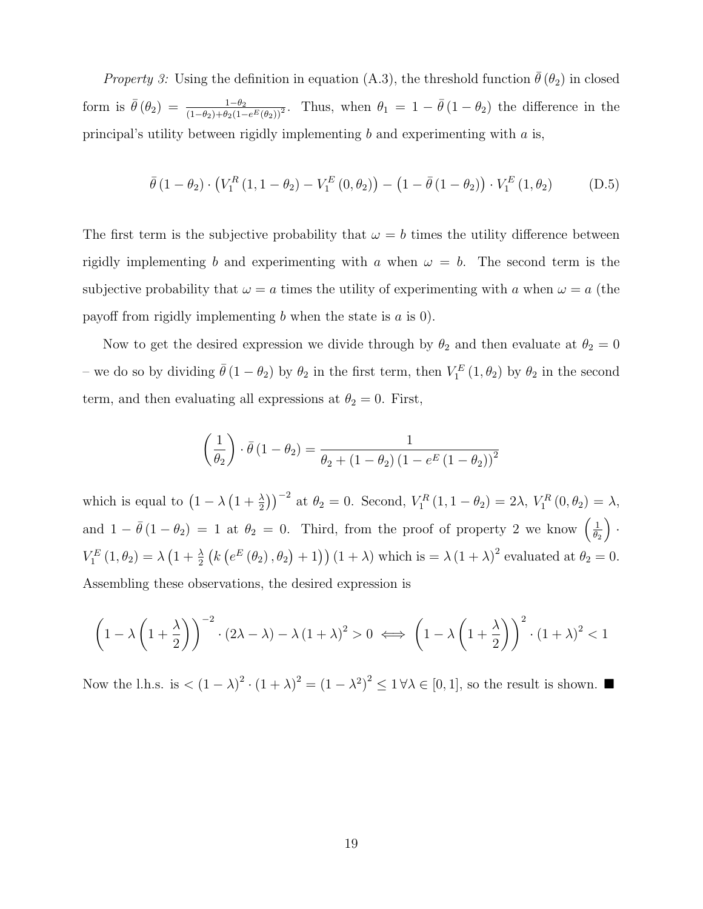*Property 3:* Using the definition in equation (A.3), the threshold function $\bar{\theta}(\theta_2)$ in closed form is $\bar{\theta}(\theta_2) = \frac{1-\theta_2}{(1-\theta_2)+\theta_2(1-e^E(\theta_2))^2}$. Thus, when $\theta_1 = 1 - \bar{\theta}(1-\theta_2)$ the difference in the principal's utility between rigidly implementing $b$ and experimenting with $a$ is,

$$\bar{\theta}(1-\theta_2) \cdot \left(V_1^R(1, 1-\theta_2) - V_1^E(0, \theta_2)\right) - \left(1 - \bar{\theta}(1-\theta_2)\right) \cdot V_1^E(1, \theta_2) \tag{D.5}$$

The first term is the subjective probability that $\omega = b$ times the utility difference between rigidly implementing $b$ and experimenting with $a$ when $\omega = b$. The second term is the subjective probability that $\omega = a$ times the utility of experimenting with $a$ when $\omega = a$ (the payoff from rigidly implementing $b$ when the state is $a$ is 0).

Now to get the desired expression we divide through by $\theta_2$ and then evaluate at $\theta_2 = 0$ – we do so by dividing $\bar{\theta}(1-\theta_2)$ by $\theta_2$ in the first term, then $V_1^E(1, \theta_2)$ by $\theta_2$ in the second term, and then evaluating all expressions at $\theta_2 = 0$. First,

$$\left(\frac{1}{\theta_2}\right) \cdot \bar{\theta}(1-\theta_2) = \frac{1}{\theta_2 + (1-\theta_2)\left(1 - e^E(1-\theta_2)\right)^2}$$

which is equal to $\left(1 - \lambda\left(1 + \frac{\lambda}{2}\right)\right)^{-2}$ at $\theta_2 = 0$. Second, $V_1^R(1, 1-\theta_2) = 2\lambda$, $V_1^R(0, \theta_2) = \lambda$, and $1 - \bar{\theta}(1-\theta_2) = 1$ at $\theta_2 = 0$. Third, from the proof of property 2 we know $\left(\frac{1}{\theta_2}\right) \cdot V_1^E(1, \theta_2) = \lambda\left(1 + \frac{\lambda}{2}\left(k\left(e^E(\theta_2), \theta_2\right) + 1\right)\right)(1+\lambda)$ which is $= \lambda(1+\lambda)^2$ evaluated at $\theta_2 = 0$. Assembling these observations, the desired expression is

$$\left(1 - \lambda\left(1 + \frac{\lambda}{2}\right)\right)^{-2} \cdot (2\lambda - \lambda) - \lambda(1+\lambda)^2 > 0 \iff \left(1 - \lambda\left(1 + \frac{\lambda}{2}\right)\right)^2 \cdot (1+\lambda)^2 < 1$$

Now the l.h.s. is $< (1-\lambda)^2 \cdot (1+\lambda)^2 = \left(1-\lambda^2\right)^2 \leq 1 \, \forall \lambda \in [0,1]$, so the result is shown. ■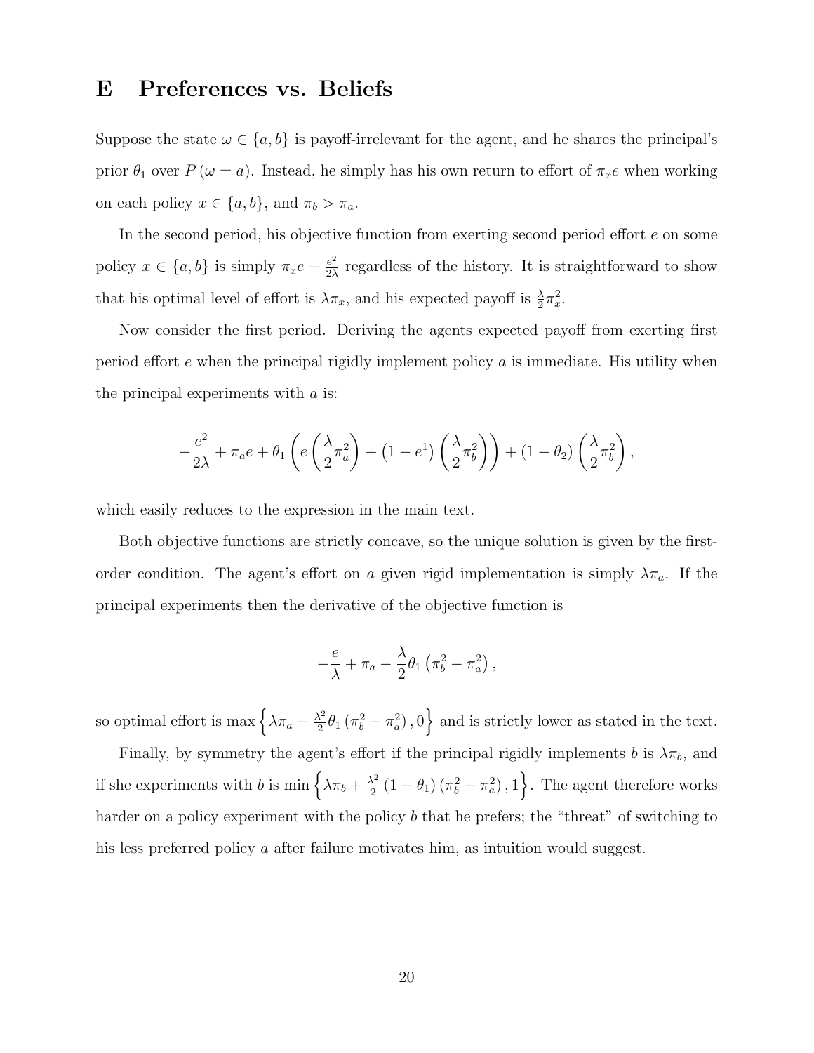# E Preferences vs. Beliefs

Suppose the state $\omega \in \{a, b\}$ is payoff-irrelevant for the agent, and he shares the principal's prior $\theta_1$ over $P(\omega = a)$. Instead, he simply has his own return to effort of $\pi_x e$ when working on each policy $x \in \{a, b\}$, and $\pi_b > \pi_a$.

In the second period, his objective function from exerting second period effort $e$ on some policy $x \in \{a, b\}$ is simply $\pi_x e - \frac{e^2}{2\lambda}$ regardless of the history. It is straightforward to show that his optimal level of effort is $\lambda \pi_x$, and his expected payoff is $\frac{\lambda}{2}\pi_x^2$.

Now consider the first period. Deriving the agents expected payoff from exerting first period effort $e$ when the principal rigidly implement policy $a$ is immediate. His utility when the principal experiments with $a$ is:

$$-\frac{e^2}{2\lambda} + \pi_a e + \theta_1 \left( e \left( \frac{\lambda}{2}\pi_a^2 \right) + \left(1 - e^1\right) \left( \frac{\lambda}{2}\pi_b^2 \right) \right) + (1 - \theta_2) \left( \frac{\lambda}{2}\pi_b^2 \right),$$

which easily reduces to the expression in the main text.

Both objective functions are strictly concave, so the unique solution is given by the first-order condition. The agent's effort on $a$ given rigid implementation is simply $\lambda \pi_a$. If the principal experiments then the derivative of the objective function is

$$-\frac{e}{\lambda} + \pi_a - \frac{\lambda}{2}\theta_1 \left(\pi_b^2 - \pi_a^2\right),$$

so optimal effort is $\max\left\{\lambda \pi_a - \frac{\lambda^2}{2}\theta_1 \left(\pi_b^2 - \pi_a^2\right), 0\right\}$ and is strictly lower as stated in the text.

Finally, by symmetry the agent's effort if the principal rigidly implements $b$ is $\lambda \pi_b$, and if she experiments with $b$ is $\min\left\{\lambda \pi_b + \frac{\lambda^2}{2}(1 - \theta_1)\left(\pi_b^2 - \pi_a^2\right), 1\right\}$. The agent therefore works harder on a policy experiment with the policy $b$ that he prefers; the "threat" of switching to his less preferred policy $a$ after failure motivates him, as intuition would suggest.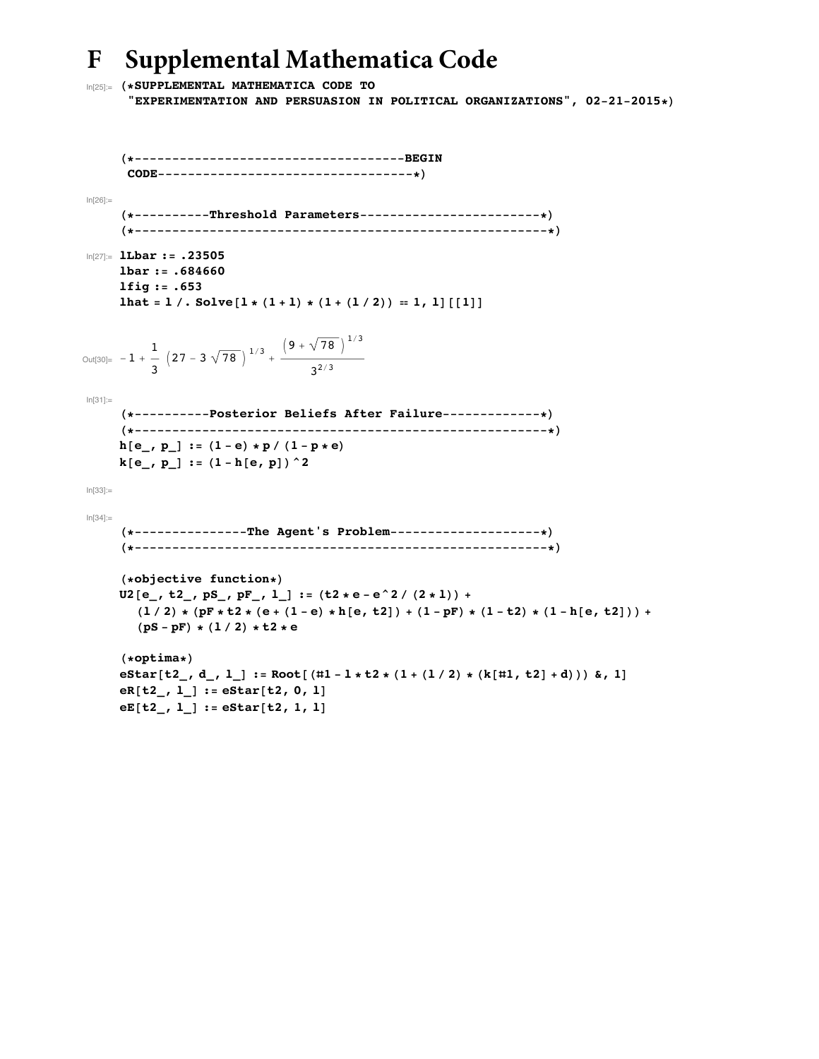# F Supplemental Mathematica Code

```
In[25]:= (*SUPPLEMENTAL MATHEMATICA CODE TO
         "EXPERIMENTATION AND PERSUASION IN POLITICAL ORGANIZATIONS", 02-21-2015*)


         (*------------------------------------BEGIN
          CODE----------------------------------*)

In[26]:=
         (*----------Threshold Parameters------------------------*)
         (*-----------------------------------------------------*)

In[27]:= lLbar := .23505
         lbar := .684660
         lfig := .653
         lhat = l /. Solve[l * (1 + l) * (1 + (l / 2)) == 1, l][[1]]
```

$$\text{Out[30]=}\quad -1 + \frac{1}{3}\left(27 - 3\sqrt{78}\right)^{1/3} + \frac{\left(9 + \sqrt{78}\right)^{1/3}}{3^{2/3}}$$

```
In[31]:=
         (*----------Posterior Beliefs After Failure-------------*)
         (*-----------------------------------------------------*)
         h[e_, p_] := (1 - e) * p / (1 - p * e)
         k[e_, p_] := (1 - h[e, p]) ^ 2

In[33]:=

In[34]:=
         (*----------------The Agent's Problem--------------------*)
         (*-----------------------------------------------------*)

         (*objective function*)
         U2[e_, t2_, pS_, pF_, l_] := (t2 * e - e ^ 2 / (2 * l)) +
           (l / 2) * (pF * t2 * (e + (1 - e) * h[e, t2]) + (1 - pF) * (1 - t2) * (1 - h[e, t2])) +
           (pS - pF) * (l / 2) * t2 * e

         (*optima*)
         eStar[t2_, d_, l_] := Root[(#1 - l * t2 * (1 + (l / 2) * (k[#1, t2] + d))) &, 1]
         eR[t2_, l_] := eStar[t2, 0, l]
         eE[t2_, l_] := eStar[t2, 1, l]
```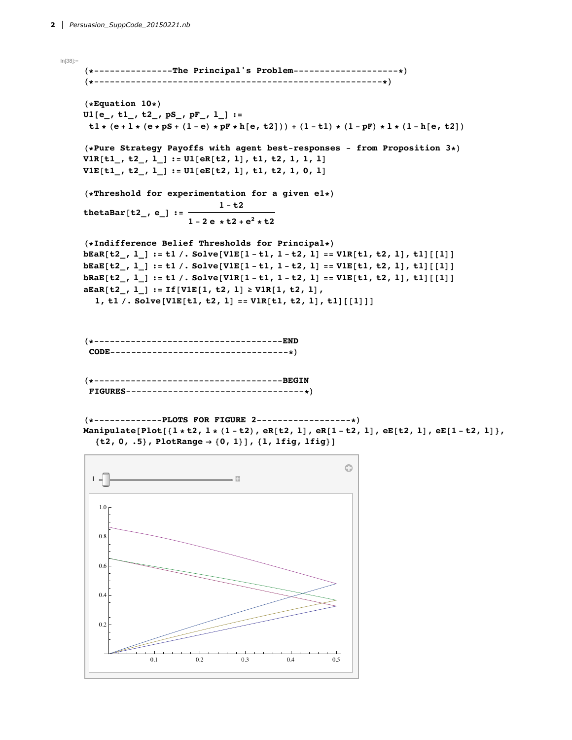In[38]:=

```
(*----------------The Principal's Problem--------------------*)
(*--------------------------------------------------------*)

(*Equation 10*)
U1[e_, t1_, t2_, pS_, pF_, l_] :=
 t1 * (e + l * (e * pS + (1 - e) * pF * h[e, t2])) + (1 - t1) * (1 - pF) * l * (1 - h[e, t2])

(*Pure Strategy Payoffs with agent best-responses - from Proposition 3*)
V1R[t1_, t2_, l_] := U1[eR[t2, l], t1, t2, 1, 1, l]
V1E[t1_, t2_, l_] := U1[eE[t2, l], t1, t2, 1, 0, l]

(*Threshold for experimentation for a given e1*)
thetaBar[t2_, e_] := (1 - t2) / (1 - 2 e * t2 + e^2 * t2)

(*Indifference Belief Thresholds for Principal*)
bEaR[t2_, l_] := t1 /. Solve[V1E[1 - t1, 1 - t2, l] == V1R[t1, t2, l], t1][[1]]
bEaE[t2_, l_] := t1 /. Solve[V1E[1 - t1, 1 - t2, l] == V1E[t1, t2, l], t1][[1]]
bRaE[t2_, l_] := t1 /. Solve[V1R[1 - t1, 1 - t2, l] == V1E[t1, t2, l], t1][[1]]
aEaR[t2_, l_] := If[V1E[1, t2, l] ≥ V1R[1, t2, l],
  1, t1 /. Solve[V1E[t1, t2, l] == V1R[t1, t2, l], t1][[1]]]



(*-------------------------------------END
 CODE-----------------------------------*)


(*-------------------------------------BEGIN
 FIGURES-----------------------------------*)


(*-------------PLOTS FOR FIGURE 2------------------*)
Manipulate[Plot[{l * t2, l * (1 - t2), eR[t2, l], eR[1 - t2, l], eE[t2, l], eE[1 - t2, l]},
  {t2, 0, .5}, PlotRange → {0, 1}], {l, lfig, lfig}]
```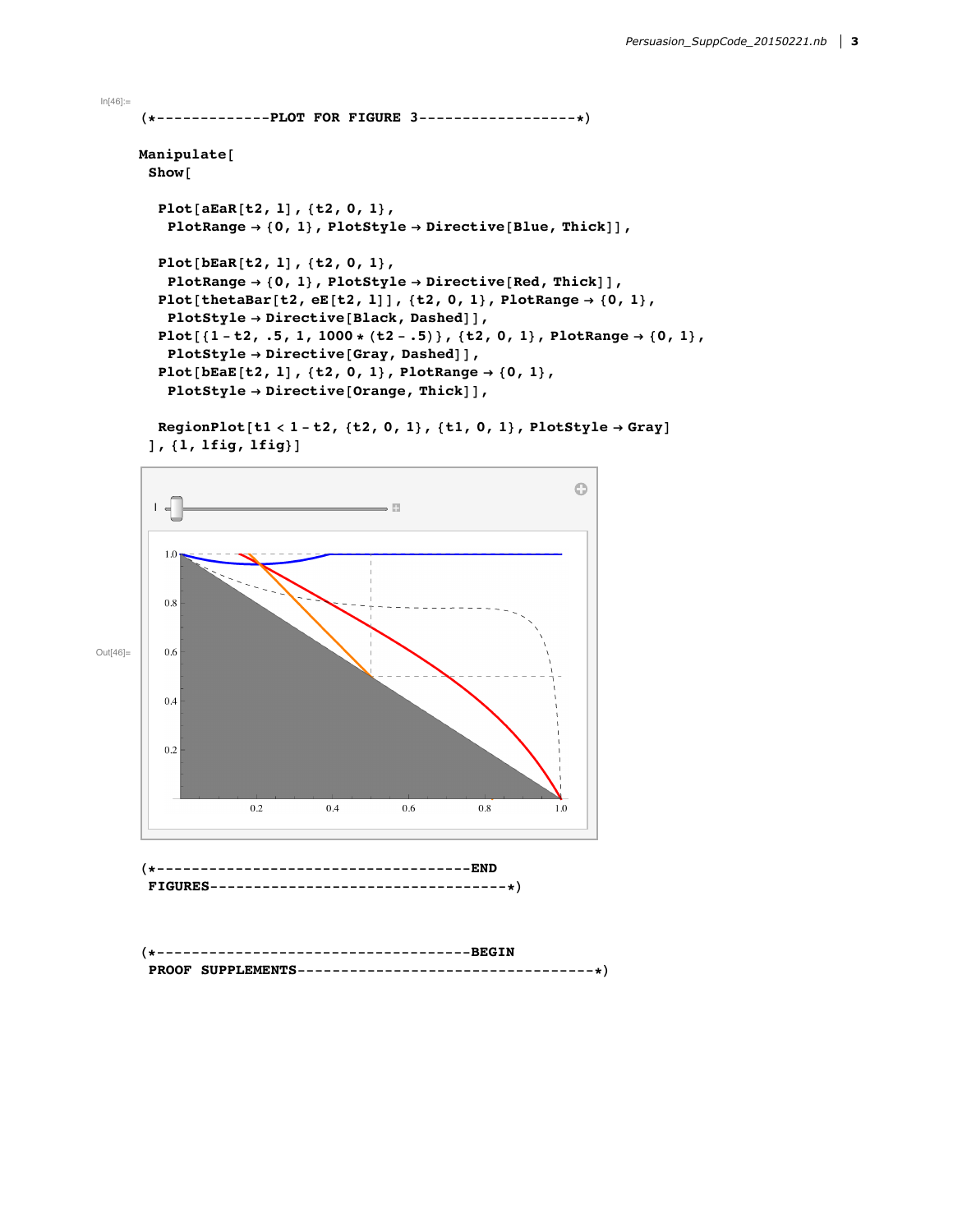In[46]:=

```
(*-------------PLOT FOR FIGURE 3------------------*)

Manipulate[
 Show[

  Plot[aEaR[t2, l], {t2, 0, 1},
   PlotRange → {0, 1}, PlotStyle → Directive[Blue, Thick]],

  Plot[bEaR[t2, l], {t2, 0, 1},
   PlotRange → {0, 1}, PlotStyle → Directive[Red, Thick]],
  Plot[thetaBar[t2, eE[t2, l]], {t2, 0, 1}, PlotRange → {0, 1},
   PlotStyle → Directive[Black, Dashed]],
  Plot[{1 - t2, .5, 1, 1000 * (t2 - .5)}, {t2, 0, 1}, PlotRange → {0, 1},
   PlotStyle → Directive[Gray, Dashed]],
  Plot[bEaE[t2, l], {t2, 0, 1}, PlotRange → {0, 1},
   PlotStyle → Directive[Orange, Thick]],

  RegionPlot[t1 < 1 - t2, {t2, 0, 1}, {t1, 0, 1}, PlotStyle → Gray]
 ], {l, lfig, lfig}]
```

Out[46]=

```
(*------------------------------------END
 FIGURES-----------------------------------*)


(*------------------------------------BEGIN
 PROOF SUPPLEMENTS----------------------------------*)
```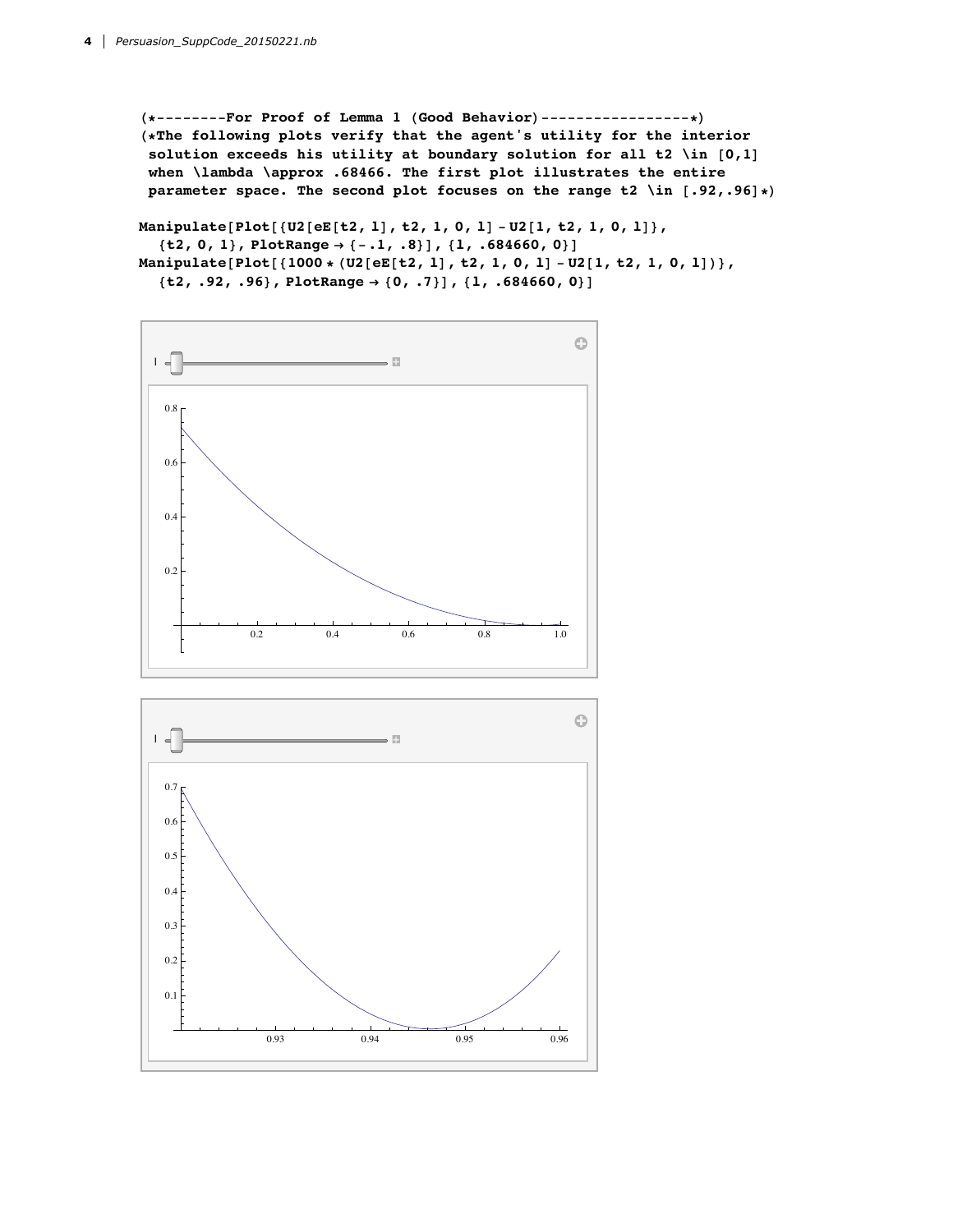```
(*--------For Proof of Lemma 1 (Good Behavior)-----------------*)
(*The following plots verify that the agent's utility for the interior
 solution exceeds his utility at boundary solution for all t2 \in [0,1]
 when \lambda \approx .68466. The first plot illustrates the entire
 parameter space. The second plot focuses on the range t2 \in [.92,.96]*)

Manipulate[Plot[{U2[eE[t2, l], t2, 1, 0, l] - U2[1, t2, 1, 0, l]},
   {t2, 0, 1}, PlotRange → {-.1, .8}], {l, .684660, 0}]
Manipulate[Plot[{1000 * (U2[eE[t2, l], t2, 1, 0, l] - U2[1, t2, 1, 0, l])},
   {t2, .92, .96}, PlotRange → {0, .7}], {l, .684660, 0}]
```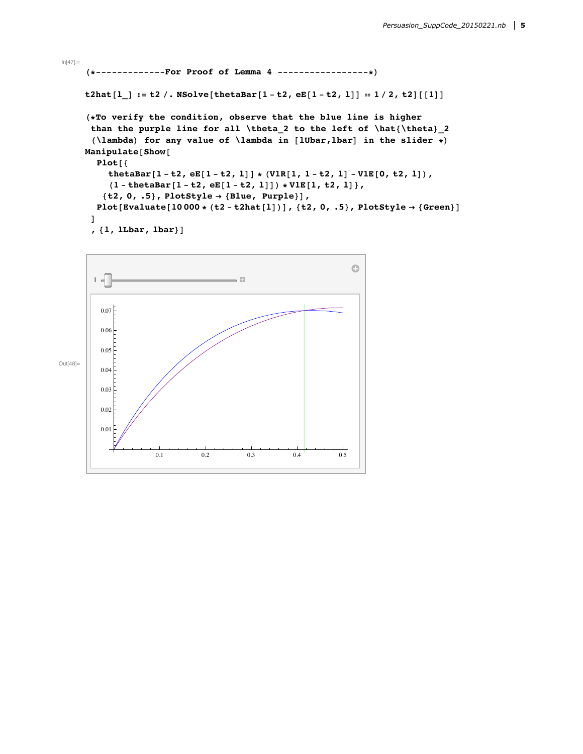In[47]:=

```
(*-------------For Proof of Lemma 4 -----------------*)

t2hat[l_] := t2 /. NSolve[thetaBar[1 - t2, eE[1 - t2, l]] == 1 / 2, t2][[1]]

(*To verify the condition, observe that the blue line is higher
 than the purple line for all \theta_2 to the left of \hat{\theta}_2
 (\lambda) for any value of \lambda in [lUbar,lbar] in the slider *)
Manipulate[Show[
  Plot[{
    thetaBar[1 - t2, eE[1 - t2, l]] * (V1R[1, 1 - t2, l] - V1E[0, t2, l]),
    (1 - thetaBar[1 - t2, eE[1 - t2, l]]) * V1E[1, t2, l]},
   {t2, 0, .5}, PlotStyle → {Blue, Purple}],
  Plot[Evaluate[10 000 * (t2 - t2hat[l])], {t2, 0, .5}, PlotStyle → {Green}]
 ]
 , {l, lLbar, lbar}]
```

Out[48]=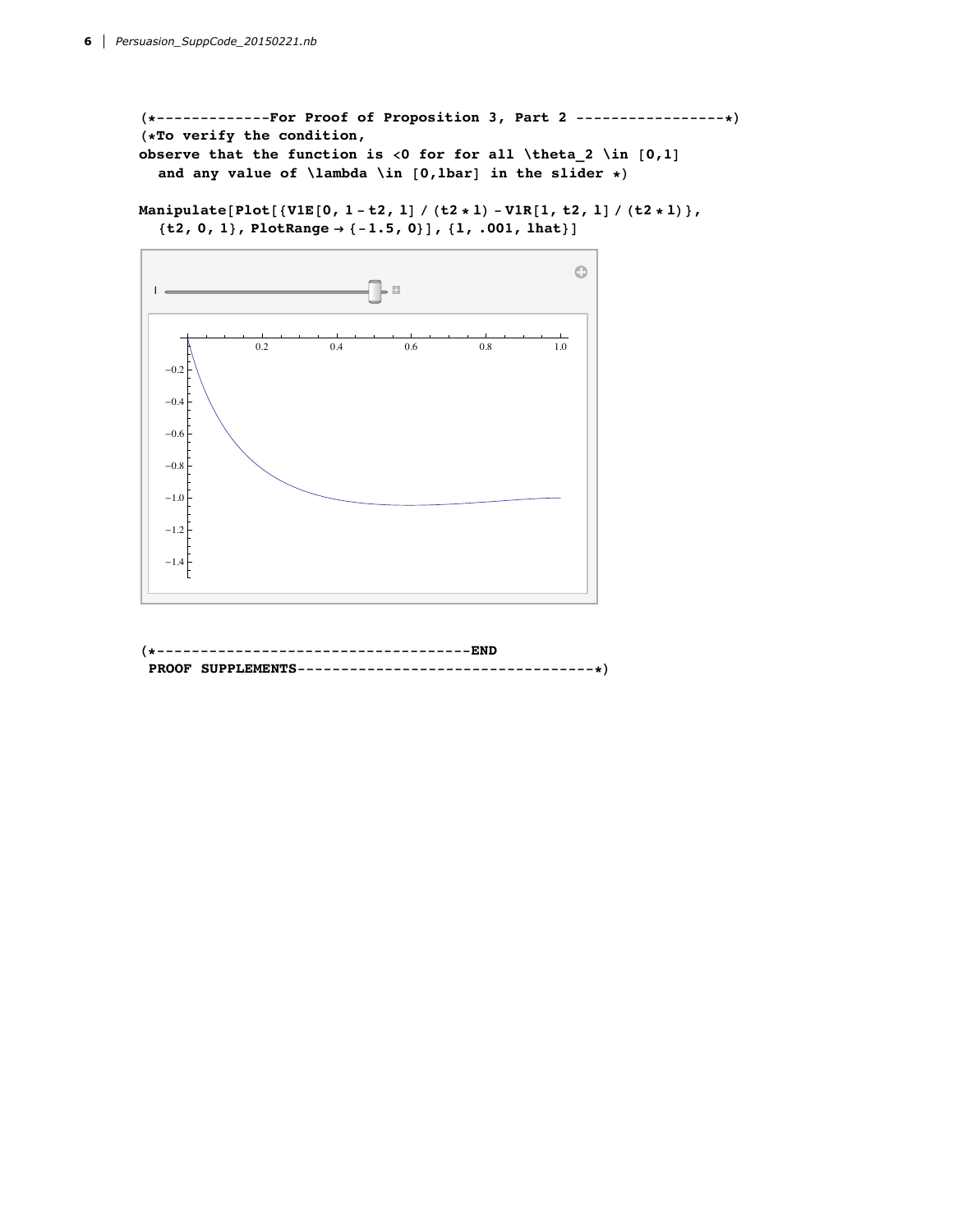```
(*-------------For Proof of Proposition 3, Part 2 -----------------*)
(*To verify the condition,
observe that the function is <0 for for all \theta_2 \in [0,1]
  and any value of \lambda \in [0,lbar] in the slider *)

Manipulate[Plot[{V1E[0, 1 - t2, l] / (t2 * l) - V1R[1, t2, l] / (t2 * l)},
  {t2, 0, 1}, PlotRange → {-1.5, 0}], {l, .001, lhat}]
```

l

0.2
0.4
0.6
0.8
1.0
−0.2
−0.4
−0.6
−0.8
−1.0
−1.2
−1.4

```
(*------------------------------------END
 PROOF SUPPLEMENTS----------------------------------*)
```